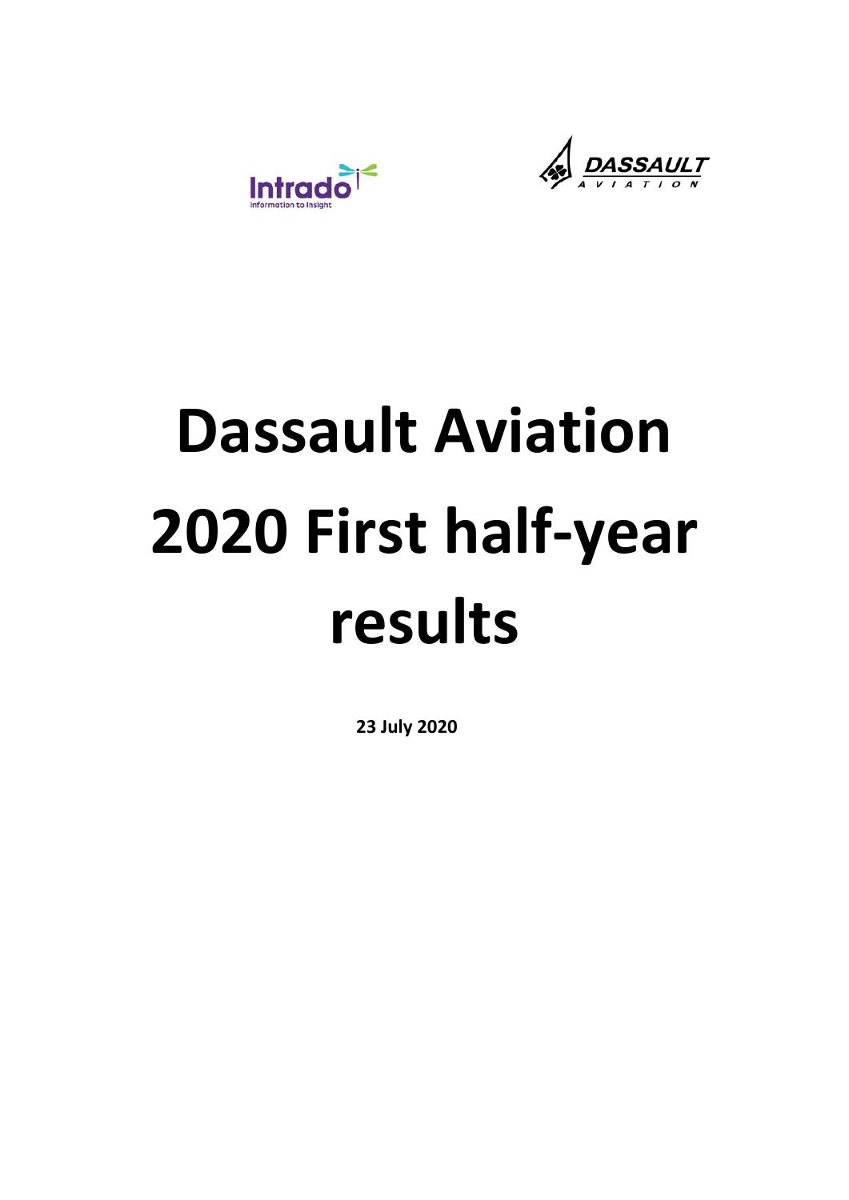# Dassault Aviation 2020 First half-year results

**23 July 2020**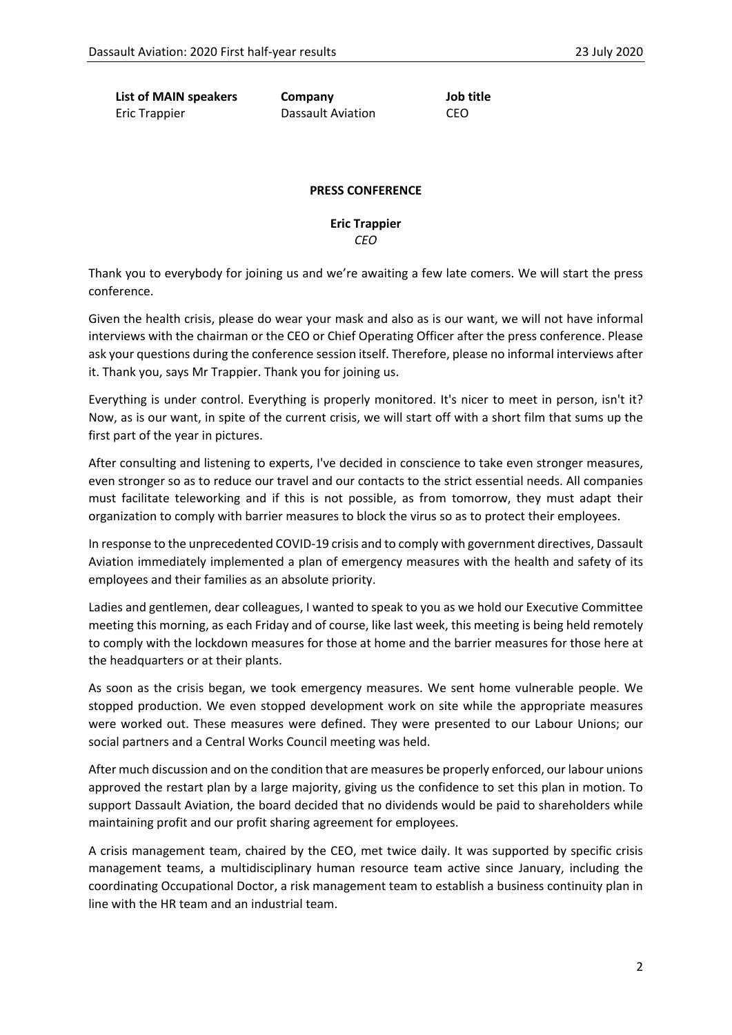| List of MAIN speakers | Company | Job title |
|---|---|---|
| Eric Trappier | Dassault Aviation | CEO |

## PRESS CONFERENCE

**Eric Trappier**
*CEO*

Thank you to everybody for joining us and we're awaiting a few late comers. We will start the press conference.

Given the health crisis, please do wear your mask and also as is our want, we will not have informal interviews with the chairman or the CEO or Chief Operating Officer after the press conference. Please ask your questions during the conference session itself. Therefore, please no informal interviews after it. Thank you, says Mr Trappier. Thank you for joining us.

Everything is under control. Everything is properly monitored. It's nicer to meet in person, isn't it? Now, as is our want, in spite of the current crisis, we will start off with a short film that sums up the first part of the year in pictures.

After consulting and listening to experts, I've decided in conscience to take even stronger measures, even stronger so as to reduce our travel and our contacts to the strict essential needs. All companies must facilitate teleworking and if this is not possible, as from tomorrow, they must adapt their organization to comply with barrier measures to block the virus so as to protect their employees.

In response to the unprecedented COVID-19 crisis and to comply with government directives, Dassault Aviation immediately implemented a plan of emergency measures with the health and safety of its employees and their families as an absolute priority.

Ladies and gentlemen, dear colleagues, I wanted to speak to you as we hold our Executive Committee meeting this morning, as each Friday and of course, like last week, this meeting is being held remotely to comply with the lockdown measures for those at home and the barrier measures for those here at the headquarters or at their plants.

As soon as the crisis began, we took emergency measures. We sent home vulnerable people. We stopped production. We even stopped development work on site while the appropriate measures were worked out. These measures were defined. They were presented to our Labour Unions; our social partners and a Central Works Council meeting was held.

After much discussion and on the condition that are measures be properly enforced, our labour unions approved the restart plan by a large majority, giving us the confidence to set this plan in motion. To support Dassault Aviation, the board decided that no dividends would be paid to shareholders while maintaining profit and our profit sharing agreement for employees.

A crisis management team, chaired by the CEO, met twice daily. It was supported by specific crisis management teams, a multidisciplinary human resource team active since January, including the coordinating Occupational Doctor, a risk management team to establish a business continuity plan in line with the HR team and an industrial team.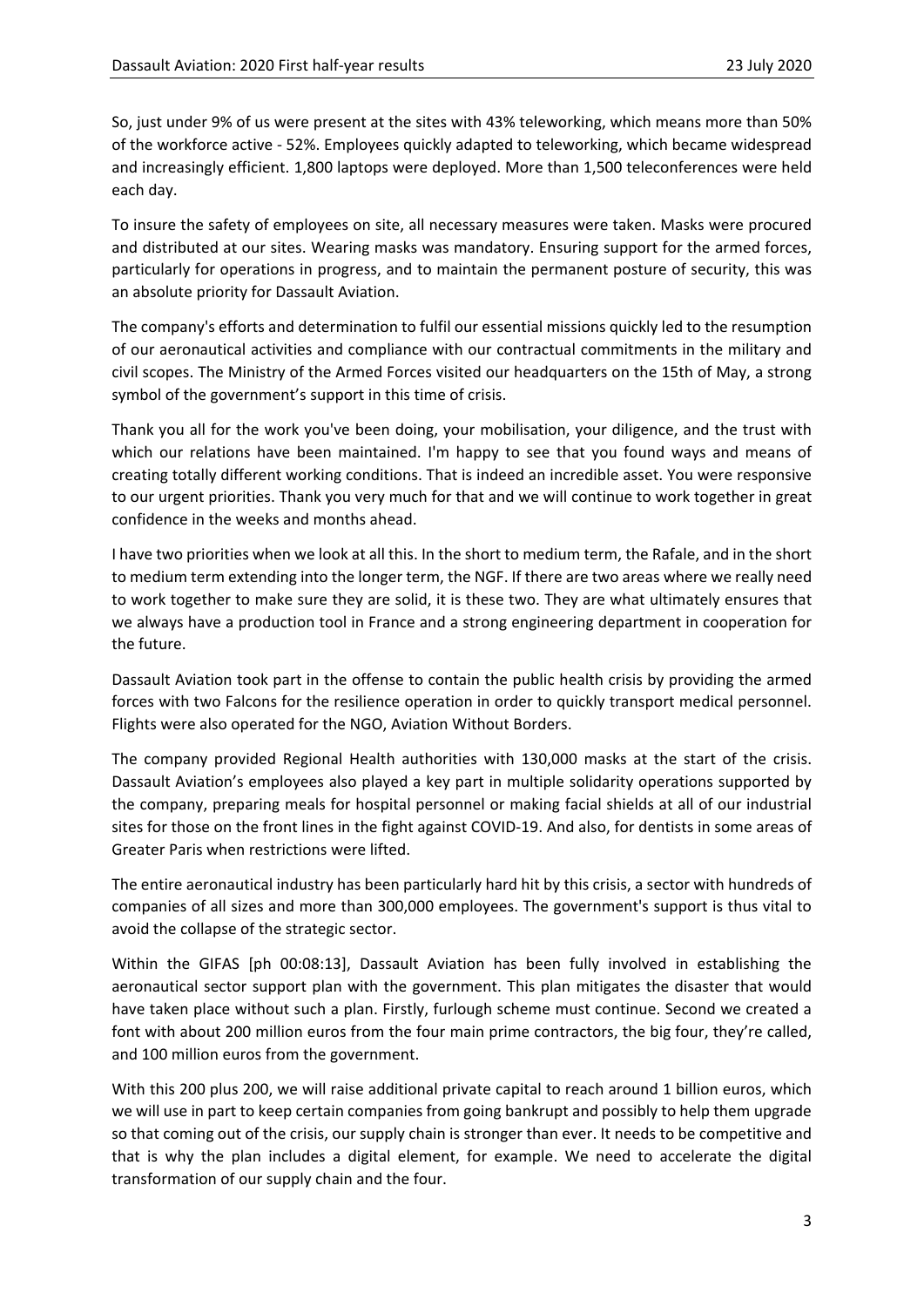So, just under 9% of us were present at the sites with 43% teleworking, which means more than 50% of the workforce active - 52%. Employees quickly adapted to teleworking, which became widespread and increasingly efficient. 1,800 laptops were deployed. More than 1,500 teleconferences were held each day.

To insure the safety of employees on site, all necessary measures were taken. Masks were procured and distributed at our sites. Wearing masks was mandatory. Ensuring support for the armed forces, particularly for operations in progress, and to maintain the permanent posture of security, this was an absolute priority for Dassault Aviation.

The company's efforts and determination to fulfil our essential missions quickly led to the resumption of our aeronautical activities and compliance with our contractual commitments in the military and civil scopes. The Ministry of the Armed Forces visited our headquarters on the 15th of May, a strong symbol of the government's support in this time of crisis.

Thank you all for the work you've been doing, your mobilisation, your diligence, and the trust with which our relations have been maintained. I'm happy to see that you found ways and means of creating totally different working conditions. That is indeed an incredible asset. You were responsive to our urgent priorities. Thank you very much for that and we will continue to work together in great confidence in the weeks and months ahead.

I have two priorities when we look at all this. In the short to medium term, the Rafale, and in the short to medium term extending into the longer term, the NGF. If there are two areas where we really need to work together to make sure they are solid, it is these two. They are what ultimately ensures that we always have a production tool in France and a strong engineering department in cooperation for the future.

Dassault Aviation took part in the offense to contain the public health crisis by providing the armed forces with two Falcons for the resilience operation in order to quickly transport medical personnel. Flights were also operated for the NGO, Aviation Without Borders.

The company provided Regional Health authorities with 130,000 masks at the start of the crisis. Dassault Aviation's employees also played a key part in multiple solidarity operations supported by the company, preparing meals for hospital personnel or making facial shields at all of our industrial sites for those on the front lines in the fight against COVID-19. And also, for dentists in some areas of Greater Paris when restrictions were lifted.

The entire aeronautical industry has been particularly hard hit by this crisis, a sector with hundreds of companies of all sizes and more than 300,000 employees. The government's support is thus vital to avoid the collapse of the strategic sector.

Within the GIFAS [ph 00:08:13], Dassault Aviation has been fully involved in establishing the aeronautical sector support plan with the government. This plan mitigates the disaster that would have taken place without such a plan. Firstly, furlough scheme must continue. Second we created a font with about 200 million euros from the four main prime contractors, the big four, they're called, and 100 million euros from the government.

With this 200 plus 200, we will raise additional private capital to reach around 1 billion euros, which we will use in part to keep certain companies from going bankrupt and possibly to help them upgrade so that coming out of the crisis, our supply chain is stronger than ever. It needs to be competitive and that is why the plan includes a digital element, for example. We need to accelerate the digital transformation of our supply chain and the four.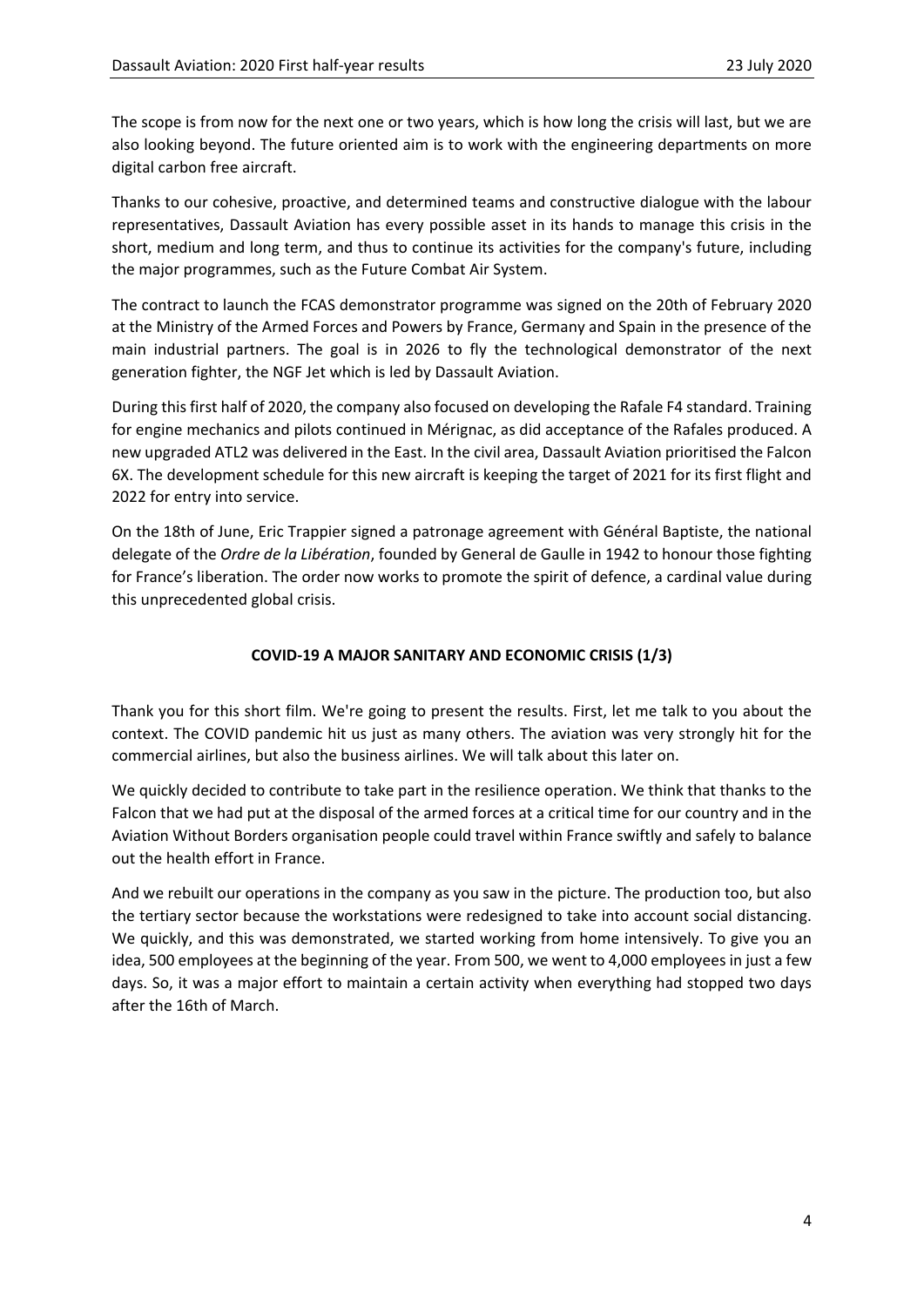The scope is from now for the next one or two years, which is how long the crisis will last, but we are also looking beyond. The future oriented aim is to work with the engineering departments on more digital carbon free aircraft.

Thanks to our cohesive, proactive, and determined teams and constructive dialogue with the labour representatives, Dassault Aviation has every possible asset in its hands to manage this crisis in the short, medium and long term, and thus to continue its activities for the company's future, including the major programmes, such as the Future Combat Air System.

The contract to launch the FCAS demonstrator programme was signed on the 20th of February 2020 at the Ministry of the Armed Forces and Powers by France, Germany and Spain in the presence of the main industrial partners. The goal is in 2026 to fly the technological demonstrator of the next generation fighter, the NGF Jet which is led by Dassault Aviation.

During this first half of 2020, the company also focused on developing the Rafale F4 standard. Training for engine mechanics and pilots continued in Mérignac, as did acceptance of the Rafales produced. A new upgraded ATL2 was delivered in the East. In the civil area, Dassault Aviation prioritised the Falcon 6X. The development schedule for this new aircraft is keeping the target of 2021 for its first flight and 2022 for entry into service.

On the 18th of June, Eric Trappier signed a patronage agreement with Général Baptiste, the national delegate of the *Ordre de la Libération*, founded by General de Gaulle in 1942 to honour those fighting for France's liberation. The order now works to promote the spirit of defence, a cardinal value during this unprecedented global crisis.

## COVID-19 A MAJOR SANITARY AND ECONOMIC CRISIS (1/3)

Thank you for this short film. We're going to present the results. First, let me talk to you about the context. The COVID pandemic hit us just as many others. The aviation was very strongly hit for the commercial airlines, but also the business airlines. We will talk about this later on.

We quickly decided to contribute to take part in the resilience operation. We think that thanks to the Falcon that we had put at the disposal of the armed forces at a critical time for our country and in the Aviation Without Borders organisation people could travel within France swiftly and safely to balance out the health effort in France.

And we rebuilt our operations in the company as you saw in the picture. The production too, but also the tertiary sector because the workstations were redesigned to take into account social distancing. We quickly, and this was demonstrated, we started working from home intensively. To give you an idea, 500 employees at the beginning of the year. From 500, we went to 4,000 employees in just a few days. So, it was a major effort to maintain a certain activity when everything had stopped two days after the 16th of March.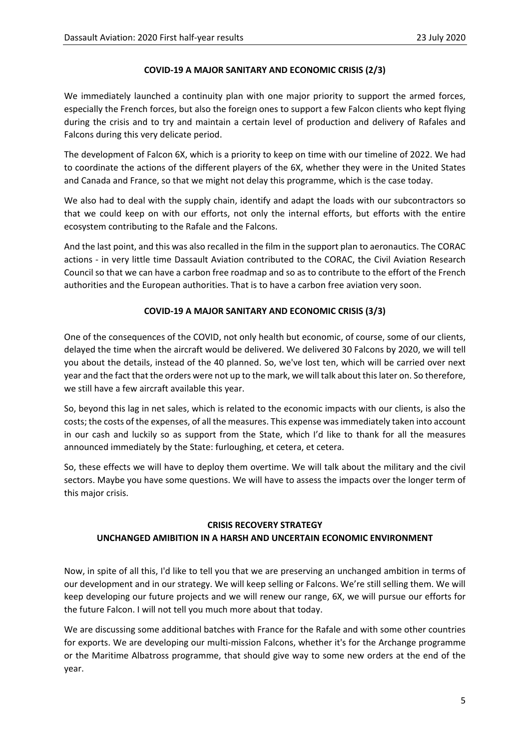## COVID-19 A MAJOR SANITARY AND ECONOMIC CRISIS (2/3)

We immediately launched a continuity plan with one major priority to support the armed forces, especially the French forces, but also the foreign ones to support a few Falcon clients who kept flying during the crisis and to try and maintain a certain level of production and delivery of Rafales and Falcons during this very delicate period.

The development of Falcon 6X, which is a priority to keep on time with our timeline of 2022. We had to coordinate the actions of the different players of the 6X, whether they were in the United States and Canada and France, so that we might not delay this programme, which is the case today.

We also had to deal with the supply chain, identify and adapt the loads with our subcontractors so that we could keep on with our efforts, not only the internal efforts, but efforts with the entire ecosystem contributing to the Rafale and the Falcons.

And the last point, and this was also recalled in the film in the support plan to aeronautics. The CORAC actions - in very little time Dassault Aviation contributed to the CORAC, the Civil Aviation Research Council so that we can have a carbon free roadmap and so as to contribute to the effort of the French authorities and the European authorities. That is to have a carbon free aviation very soon.

## COVID-19 A MAJOR SANITARY AND ECONOMIC CRISIS (3/3)

One of the consequences of the COVID, not only health but economic, of course, some of our clients, delayed the time when the aircraft would be delivered. We delivered 30 Falcons by 2020, we will tell you about the details, instead of the 40 planned. So, we've lost ten, which will be carried over next year and the fact that the orders were not up to the mark, we will talk about this later on. So therefore, we still have a few aircraft available this year.

So, beyond this lag in net sales, which is related to the economic impacts with our clients, is also the costs; the costs of the expenses, of all the measures. This expense was immediately taken into account in our cash and luckily so as support from the State, which I'd like to thank for all the measures announced immediately by the State: furloughing, et cetera, et cetera.

So, these effects we will have to deploy them overtime. We will talk about the military and the civil sectors. Maybe you have some questions. We will have to assess the impacts over the longer term of this major crisis.

## CRISIS RECOVERY STRATEGY
## UNCHANGED AMIBITION IN A HARSH AND UNCERTAIN ECONOMIC ENVIRONMENT

Now, in spite of all this, I'd like to tell you that we are preserving an unchanged ambition in terms of our development and in our strategy. We will keep selling or Falcons. We're still selling them. We will keep developing our future projects and we will renew our range, 6X, we will pursue our efforts for the future Falcon. I will not tell you much more about that today.

We are discussing some additional batches with France for the Rafale and with some other countries for exports. We are developing our multi-mission Falcons, whether it's for the Archange programme or the Maritime Albatross programme, that should give way to some new orders at the end of the year.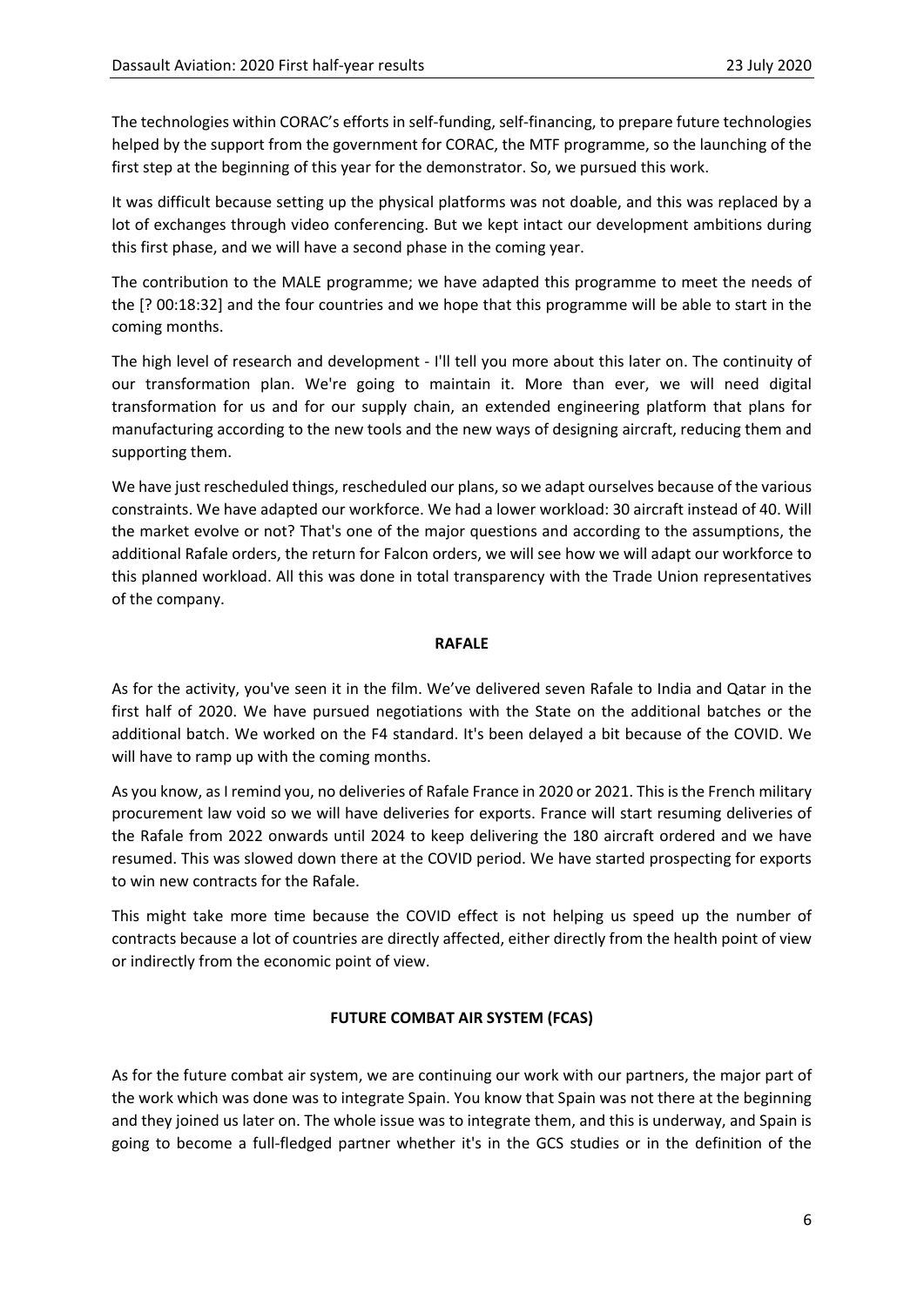The technologies within CORAC's efforts in self-funding, self-financing, to prepare future technologies helped by the support from the government for CORAC, the MTF programme, so the launching of the first step at the beginning of this year for the demonstrator. So, we pursued this work.

It was difficult because setting up the physical platforms was not doable, and this was replaced by a lot of exchanges through video conferencing. But we kept intact our development ambitions during this first phase, and we will have a second phase in the coming year.

The contribution to the MALE programme; we have adapted this programme to meet the needs of the [? 00:18:32] and the four countries and we hope that this programme will be able to start in the coming months.

The high level of research and development - I'll tell you more about this later on. The continuity of our transformation plan. We're going to maintain it. More than ever, we will need digital transformation for us and for our supply chain, an extended engineering platform that plans for manufacturing according to the new tools and the new ways of designing aircraft, reducing them and supporting them.

We have just rescheduled things, rescheduled our plans, so we adapt ourselves because of the various constraints. We have adapted our workforce. We had a lower workload: 30 aircraft instead of 40. Will the market evolve or not? That's one of the major questions and according to the assumptions, the additional Rafale orders, the return for Falcon orders, we will see how we will adapt our workforce to this planned workload. All this was done in total transparency with the Trade Union representatives of the company.

## RAFALE

As for the activity, you've seen it in the film. We've delivered seven Rafale to India and Qatar in the first half of 2020. We have pursued negotiations with the State on the additional batches or the additional batch. We worked on the F4 standard. It's been delayed a bit because of the COVID. We will have to ramp up with the coming months.

As you know, as I remind you, no deliveries of Rafale France in 2020 or 2021. This is the French military procurement law void so we will have deliveries for exports. France will start resuming deliveries of the Rafale from 2022 onwards until 2024 to keep delivering the 180 aircraft ordered and we have resumed. This was slowed down there at the COVID period. We have started prospecting for exports to win new contracts for the Rafale.

This might take more time because the COVID effect is not helping us speed up the number of contracts because a lot of countries are directly affected, either directly from the health point of view or indirectly from the economic point of view.

## FUTURE COMBAT AIR SYSTEM (FCAS)

As for the future combat air system, we are continuing our work with our partners, the major part of the work which was done was to integrate Spain. You know that Spain was not there at the beginning and they joined us later on. The whole issue was to integrate them, and this is underway, and Spain is going to become a full-fledged partner whether it's in the GCS studies or in the definition of the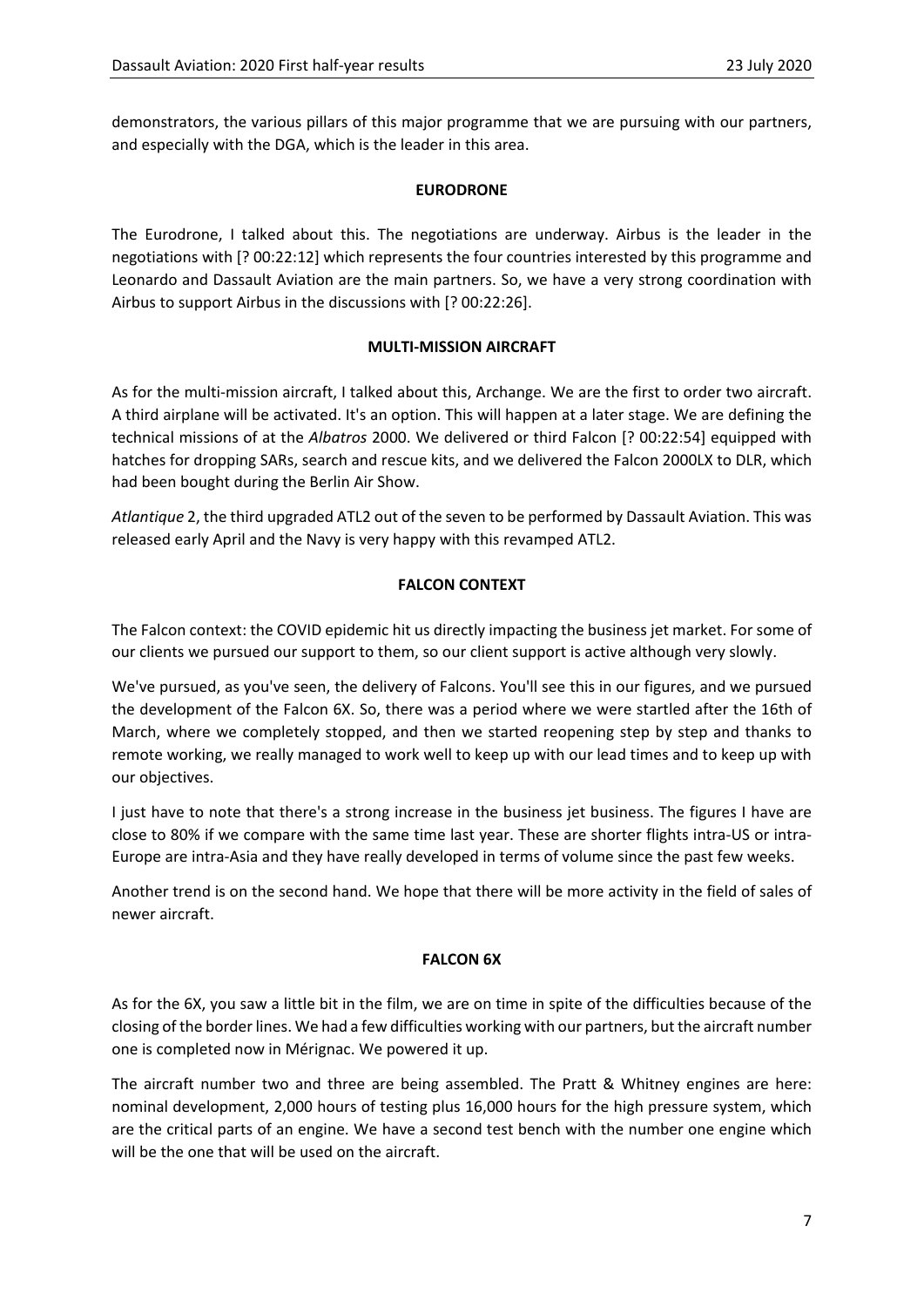demonstrators, the various pillars of this major programme that we are pursuing with our partners, and especially with the DGA, which is the leader in this area.

## EURODRONE

The Eurodrone, I talked about this. The negotiations are underway. Airbus is the leader in the negotiations with [? 00:22:12] which represents the four countries interested by this programme and Leonardo and Dassault Aviation are the main partners. So, we have a very strong coordination with Airbus to support Airbus in the discussions with [? 00:22:26].

## MULTI-MISSION AIRCRAFT

As for the multi-mission aircraft, I talked about this, Archange. We are the first to order two aircraft. A third airplane will be activated. It's an option. This will happen at a later stage. We are defining the technical missions of at the *Albatros* 2000. We delivered or third Falcon [? 00:22:54] equipped with hatches for dropping SARs, search and rescue kits, and we delivered the Falcon 2000LX to DLR, which had been bought during the Berlin Air Show.

*Atlantique* 2, the third upgraded ATL2 out of the seven to be performed by Dassault Aviation. This was released early April and the Navy is very happy with this revamped ATL2.

## FALCON CONTEXT

The Falcon context: the COVID epidemic hit us directly impacting the business jet market. For some of our clients we pursued our support to them, so our client support is active although very slowly.

We've pursued, as you've seen, the delivery of Falcons. You'll see this in our figures, and we pursued the development of the Falcon 6X. So, there was a period where we were startled after the 16th of March, where we completely stopped, and then we started reopening step by step and thanks to remote working, we really managed to work well to keep up with our lead times and to keep up with our objectives.

I just have to note that there's a strong increase in the business jet business. The figures I have are close to 80% if we compare with the same time last year. These are shorter flights intra-US or intra-Europe are intra-Asia and they have really developed in terms of volume since the past few weeks.

Another trend is on the second hand. We hope that there will be more activity in the field of sales of newer aircraft.

## FALCON 6X

As for the 6X, you saw a little bit in the film, we are on time in spite of the difficulties because of the closing of the border lines. We had a few difficulties working with our partners, but the aircraft number one is completed now in Mérignac. We powered it up.

The aircraft number two and three are being assembled. The Pratt & Whitney engines are here: nominal development, 2,000 hours of testing plus 16,000 hours for the high pressure system, which are the critical parts of an engine. We have a second test bench with the number one engine which will be the one that will be used on the aircraft.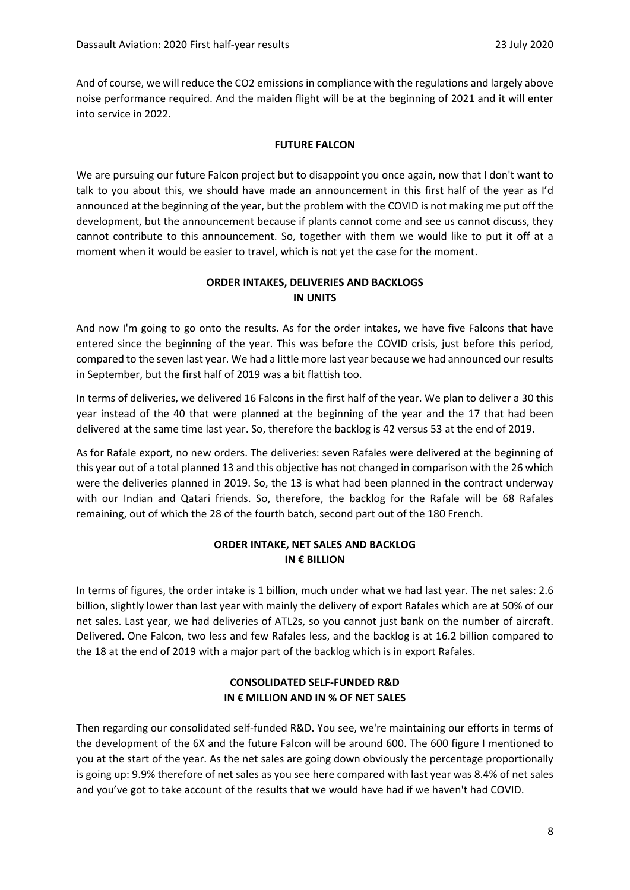And of course, we will reduce the CO2 emissions in compliance with the regulations and largely above noise performance required. And the maiden flight will be at the beginning of 2021 and it will enter into service in 2022.

**FUTURE FALCON**

We are pursuing our future Falcon project but to disappoint you once again, now that I don't want to talk to you about this, we should have made an announcement in this first half of the year as I'd announced at the beginning of the year, but the problem with the COVID is not making me put off the development, but the announcement because if plants cannot come and see us cannot discuss, they cannot contribute to this announcement. So, together with them we would like to put it off at a moment when it would be easier to travel, which is not yet the case for the moment.

**ORDER INTAKES, DELIVERIES AND BACKLOGS IN UNITS**

And now I'm going to go onto the results. As for the order intakes, we have five Falcons that have entered since the beginning of the year. This was before the COVID crisis, just before this period, compared to the seven last year. We had a little more last year because we had announced our results in September, but the first half of 2019 was a bit flattish too.

In terms of deliveries, we delivered 16 Falcons in the first half of the year. We plan to deliver a 30 this year instead of the 40 that were planned at the beginning of the year and the 17 that had been delivered at the same time last year. So, therefore the backlog is 42 versus 53 at the end of 2019.

As for Rafale export, no new orders. The deliveries: seven Rafales were delivered at the beginning of this year out of a total planned 13 and this objective has not changed in comparison with the 26 which were the deliveries planned in 2019. So, the 13 is what had been planned in the contract underway with our Indian and Qatari friends. So, therefore, the backlog for the Rafale will be 68 Rafales remaining, out of which the 28 of the fourth batch, second part out of the 180 French.

**ORDER INTAKE, NET SALES AND BACKLOG IN € BILLION**

In terms of figures, the order intake is 1 billion, much under what we had last year. The net sales: 2.6 billion, slightly lower than last year with mainly the delivery of export Rafales which are at 50% of our net sales. Last year, we had deliveries of ATL2s, so you cannot just bank on the number of aircraft. Delivered. One Falcon, two less and few Rafales less, and the backlog is at 16.2 billion compared to the 18 at the end of 2019 with a major part of the backlog which is in export Rafales.

**CONSOLIDATED SELF-FUNDED R&D IN € MILLION AND IN % OF NET SALES**

Then regarding our consolidated self-funded R&D. You see, we're maintaining our efforts in terms of the development of the 6X and the future Falcon will be around 600. The 600 figure I mentioned to you at the start of the year. As the net sales are going down obviously the percentage proportionally is going up: 9.9% therefore of net sales as you see here compared with last year was 8.4% of net sales and you've got to take account of the results that we would have had if we haven't had COVID.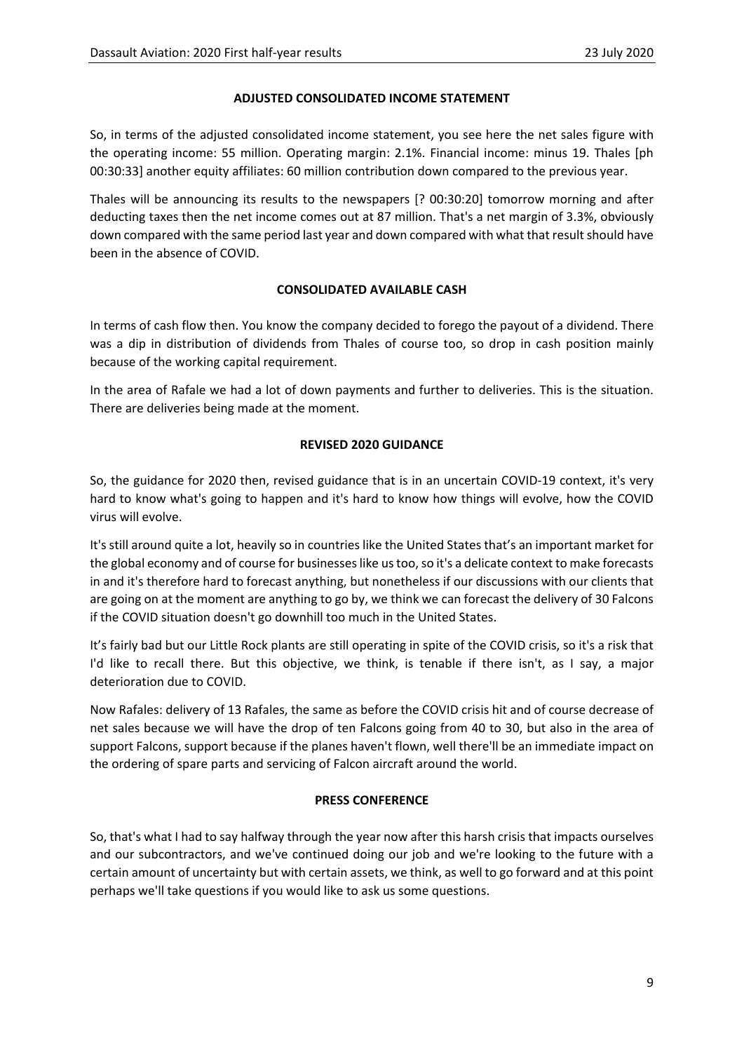## ADJUSTED CONSOLIDATED INCOME STATEMENT

So, in terms of the adjusted consolidated income statement, you see here the net sales figure with the operating income: 55 million. Operating margin: 2.1%. Financial income: minus 19. Thales [ph 00:30:33] another equity affiliates: 60 million contribution down compared to the previous year.

Thales will be announcing its results to the newspapers [? 00:30:20] tomorrow morning and after deducting taxes then the net income comes out at 87 million. That's a net margin of 3.3%, obviously down compared with the same period last year and down compared with what that result should have been in the absence of COVID.

## CONSOLIDATED AVAILABLE CASH

In terms of cash flow then. You know the company decided to forego the payout of a dividend. There was a dip in distribution of dividends from Thales of course too, so drop in cash position mainly because of the working capital requirement.

In the area of Rafale we had a lot of down payments and further to deliveries. This is the situation. There are deliveries being made at the moment.

## REVISED 2020 GUIDANCE

So, the guidance for 2020 then, revised guidance that is in an uncertain COVID-19 context, it's very hard to know what's going to happen and it's hard to know how things will evolve, how the COVID virus will evolve.

It's still around quite a lot, heavily so in countries like the United States that's an important market for the global economy and of course for businesses like us too, so it's a delicate context to make forecasts in and it's therefore hard to forecast anything, but nonetheless if our discussions with our clients that are going on at the moment are anything to go by, we think we can forecast the delivery of 30 Falcons if the COVID situation doesn't go downhill too much in the United States.

It's fairly bad but our Little Rock plants are still operating in spite of the COVID crisis, so it's a risk that I'd like to recall there. But this objective, we think, is tenable if there isn't, as I say, a major deterioration due to COVID.

Now Rafales: delivery of 13 Rafales, the same as before the COVID crisis hit and of course decrease of net sales because we will have the drop of ten Falcons going from 40 to 30, but also in the area of support Falcons, support because if the planes haven't flown, well there'll be an immediate impact on the ordering of spare parts and servicing of Falcon aircraft around the world.

## PRESS CONFERENCE

So, that's what I had to say halfway through the year now after this harsh crisis that impacts ourselves and our subcontractors, and we've continued doing our job and we're looking to the future with a certain amount of uncertainty but with certain assets, we think, as well to go forward and at this point perhaps we'll take questions if you would like to ask us some questions.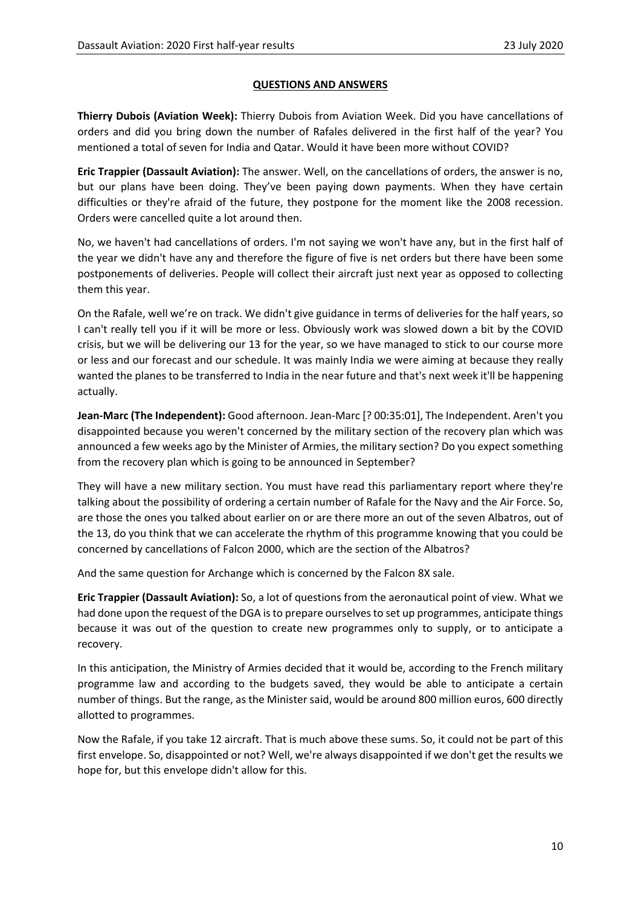## QUESTIONS AND ANSWERS

**Thierry Dubois (Aviation Week):** Thierry Dubois from Aviation Week. Did you have cancellations of orders and did you bring down the number of Rafales delivered in the first half of the year? You mentioned a total of seven for India and Qatar. Would it have been more without COVID?

**Eric Trappier (Dassault Aviation):** The answer. Well, on the cancellations of orders, the answer is no, but our plans have been doing. They've been paying down payments. When they have certain difficulties or they're afraid of the future, they postpone for the moment like the 2008 recession. Orders were cancelled quite a lot around then.

No, we haven't had cancellations of orders. I'm not saying we won't have any, but in the first half of the year we didn't have any and therefore the figure of five is net orders but there have been some postponements of deliveries. People will collect their aircraft just next year as opposed to collecting them this year.

On the Rafale, well we're on track. We didn't give guidance in terms of deliveries for the half years, so I can't really tell you if it will be more or less. Obviously work was slowed down a bit by the COVID crisis, but we will be delivering our 13 for the year, so we have managed to stick to our course more or less and our forecast and our schedule. It was mainly India we were aiming at because they really wanted the planes to be transferred to India in the near future and that's next week it'll be happening actually.

**Jean-Marc (The Independent):** Good afternoon. Jean-Marc [? 00:35:01], The Independent. Aren't you disappointed because you weren't concerned by the military section of the recovery plan which was announced a few weeks ago by the Minister of Armies, the military section? Do you expect something from the recovery plan which is going to be announced in September?

They will have a new military section. You must have read this parliamentary report where they're talking about the possibility of ordering a certain number of Rafale for the Navy and the Air Force. So, are those the ones you talked about earlier on or are there more an out of the seven Albatros, out of the 13, do you think that we can accelerate the rhythm of this programme knowing that you could be concerned by cancellations of Falcon 2000, which are the section of the Albatros?

And the same question for Archange which is concerned by the Falcon 8X sale.

**Eric Trappier (Dassault Aviation):** So, a lot of questions from the aeronautical point of view. What we had done upon the request of the DGA is to prepare ourselves to set up programmes, anticipate things because it was out of the question to create new programmes only to supply, or to anticipate a recovery.

In this anticipation, the Ministry of Armies decided that it would be, according to the French military programme law and according to the budgets saved, they would be able to anticipate a certain number of things. But the range, as the Minister said, would be around 800 million euros, 600 directly allotted to programmes.

Now the Rafale, if you take 12 aircraft. That is much above these sums. So, it could not be part of this first envelope. So, disappointed or not? Well, we're always disappointed if we don't get the results we hope for, but this envelope didn't allow for this.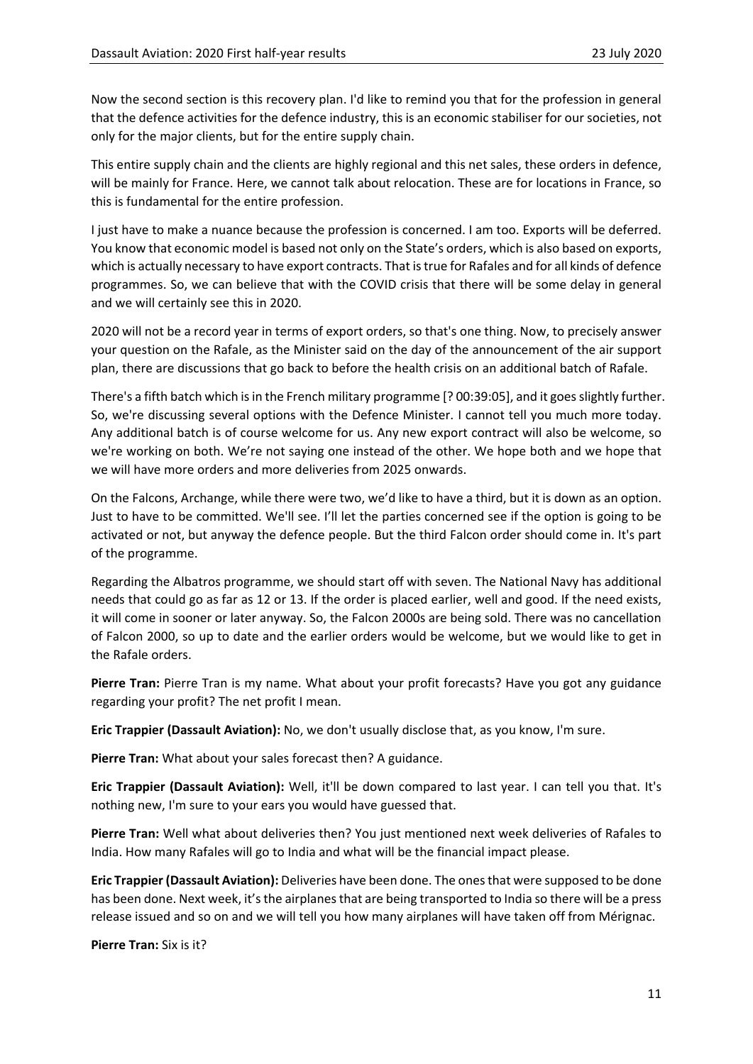Now the second section is this recovery plan. I'd like to remind you that for the profession in general that the defence activities for the defence industry, this is an economic stabiliser for our societies, not only for the major clients, but for the entire supply chain.

This entire supply chain and the clients are highly regional and this net sales, these orders in defence, will be mainly for France. Here, we cannot talk about relocation. These are for locations in France, so this is fundamental for the entire profession.

I just have to make a nuance because the profession is concerned. I am too. Exports will be deferred. You know that economic model is based not only on the State's orders, which is also based on exports, which is actually necessary to have export contracts. That is true for Rafales and for all kinds of defence programmes. So, we can believe that with the COVID crisis that there will be some delay in general and we will certainly see this in 2020.

2020 will not be a record year in terms of export orders, so that's one thing. Now, to precisely answer your question on the Rafale, as the Minister said on the day of the announcement of the air support plan, there are discussions that go back to before the health crisis on an additional batch of Rafale.

There's a fifth batch which is in the French military programme [? 00:39:05], and it goes slightly further. So, we're discussing several options with the Defence Minister. I cannot tell you much more today. Any additional batch is of course welcome for us. Any new export contract will also be welcome, so we're working on both. We're not saying one instead of the other. We hope both and we hope that we will have more orders and more deliveries from 2025 onwards.

On the Falcons, Archange, while there were two, we'd like to have a third, but it is down as an option. Just to have to be committed. We'll see. I'll let the parties concerned see if the option is going to be activated or not, but anyway the defence people. But the third Falcon order should come in. It's part of the programme.

Regarding the Albatros programme, we should start off with seven. The National Navy has additional needs that could go as far as 12 or 13. If the order is placed earlier, well and good. If the need exists, it will come in sooner or later anyway. So, the Falcon 2000s are being sold. There was no cancellation of Falcon 2000, so up to date and the earlier orders would be welcome, but we would like to get in the Rafale orders.

**Pierre Tran:** Pierre Tran is my name. What about your profit forecasts? Have you got any guidance regarding your profit? The net profit I mean.

**Eric Trappier (Dassault Aviation):** No, we don't usually disclose that, as you know, I'm sure.

**Pierre Tran:** What about your sales forecast then? A guidance.

**Eric Trappier (Dassault Aviation):** Well, it'll be down compared to last year. I can tell you that. It's nothing new, I'm sure to your ears you would have guessed that.

**Pierre Tran:** Well what about deliveries then? You just mentioned next week deliveries of Rafales to India. How many Rafales will go to India and what will be the financial impact please.

**Eric Trappier (Dassault Aviation):** Deliveries have been done. The ones that were supposed to be done has been done. Next week, it's the airplanes that are being transported to India so there will be a press release issued and so on and we will tell you how many airplanes will have taken off from Mérignac.

**Pierre Tran:** Six is it?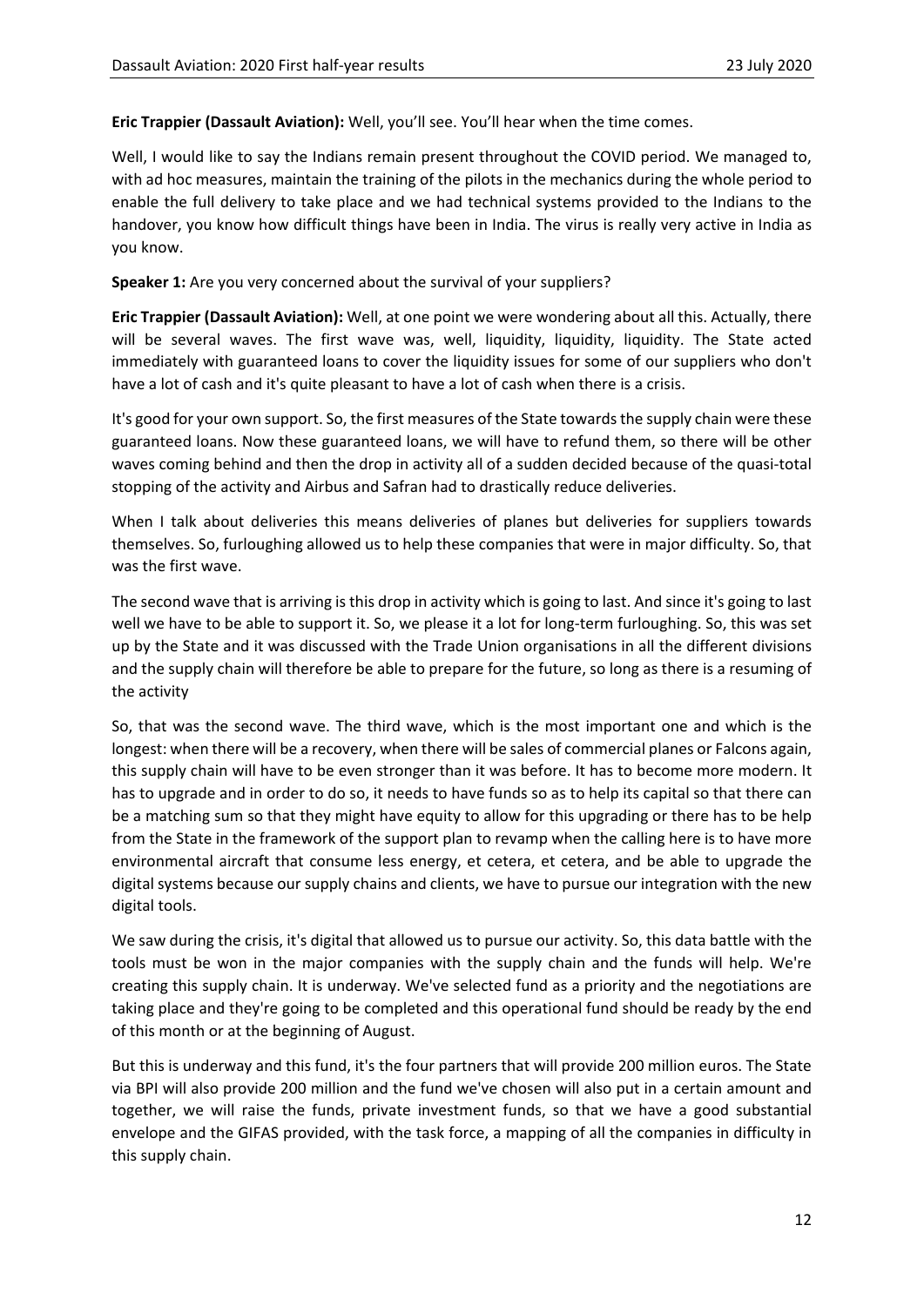**Eric Trappier (Dassault Aviation):** Well, you'll see. You'll hear when the time comes.

Well, I would like to say the Indians remain present throughout the COVID period. We managed to, with ad hoc measures, maintain the training of the pilots in the mechanics during the whole period to enable the full delivery to take place and we had technical systems provided to the Indians to the handover, you know how difficult things have been in India. The virus is really very active in India as you know.

**Speaker 1:** Are you very concerned about the survival of your suppliers?

**Eric Trappier (Dassault Aviation):** Well, at one point we were wondering about all this. Actually, there will be several waves. The first wave was, well, liquidity, liquidity, liquidity. The State acted immediately with guaranteed loans to cover the liquidity issues for some of our suppliers who don't have a lot of cash and it's quite pleasant to have a lot of cash when there is a crisis.

It's good for your own support. So, the first measures of the State towards the supply chain were these guaranteed loans. Now these guaranteed loans, we will have to refund them, so there will be other waves coming behind and then the drop in activity all of a sudden decided because of the quasi-total stopping of the activity and Airbus and Safran had to drastically reduce deliveries.

When I talk about deliveries this means deliveries of planes but deliveries for suppliers towards themselves. So, furloughing allowed us to help these companies that were in major difficulty. So, that was the first wave.

The second wave that is arriving is this drop in activity which is going to last. And since it's going to last well we have to be able to support it. So, we please it a lot for long-term furloughing. So, this was set up by the State and it was discussed with the Trade Union organisations in all the different divisions and the supply chain will therefore be able to prepare for the future, so long as there is a resuming of the activity

So, that was the second wave. The third wave, which is the most important one and which is the longest: when there will be a recovery, when there will be sales of commercial planes or Falcons again, this supply chain will have to be even stronger than it was before. It has to become more modern. It has to upgrade and in order to do so, it needs to have funds so as to help its capital so that there can be a matching sum so that they might have equity to allow for this upgrading or there has to be help from the State in the framework of the support plan to revamp when the calling here is to have more environmental aircraft that consume less energy, et cetera, et cetera, and be able to upgrade the digital systems because our supply chains and clients, we have to pursue our integration with the new digital tools.

We saw during the crisis, it's digital that allowed us to pursue our activity. So, this data battle with the tools must be won in the major companies with the supply chain and the funds will help. We're creating this supply chain. It is underway. We've selected fund as a priority and the negotiations are taking place and they're going to be completed and this operational fund should be ready by the end of this month or at the beginning of August.

But this is underway and this fund, it's the four partners that will provide 200 million euros. The State via BPI will also provide 200 million and the fund we've chosen will also put in a certain amount and together, we will raise the funds, private investment funds, so that we have a good substantial envelope and the GIFAS provided, with the task force, a mapping of all the companies in difficulty in this supply chain.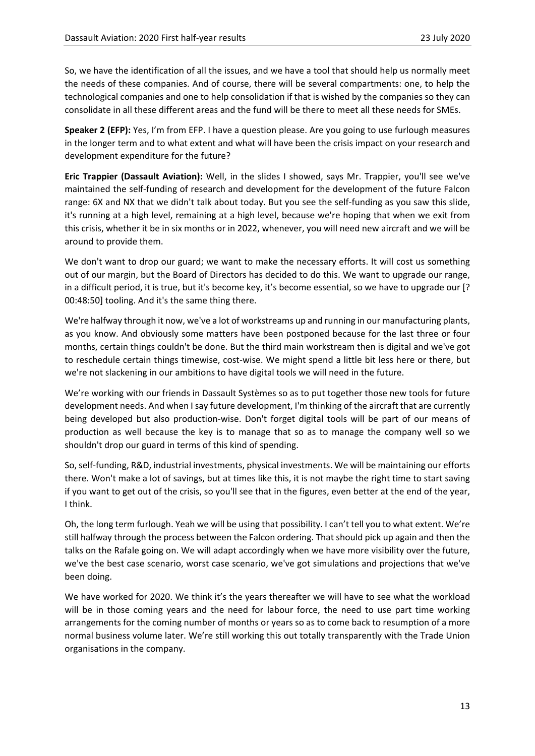So, we have the identification of all the issues, and we have a tool that should help us normally meet the needs of these companies. And of course, there will be several compartments: one, to help the technological companies and one to help consolidation if that is wished by the companies so they can consolidate in all these different areas and the fund will be there to meet all these needs for SMEs.

**Speaker 2 (EFP):** Yes, I'm from EFP. I have a question please. Are you going to use furlough measures in the longer term and to what extent and what will have been the crisis impact on your research and development expenditure for the future?

**Eric Trappier (Dassault Aviation):** Well, in the slides I showed, says Mr. Trappier, you'll see we've maintained the self-funding of research and development for the development of the future Falcon range: 6X and NX that we didn't talk about today. But you see the self-funding as you saw this slide, it's running at a high level, remaining at a high level, because we're hoping that when we exit from this crisis, whether it be in six months or in 2022, whenever, you will need new aircraft and we will be around to provide them.

We don't want to drop our guard; we want to make the necessary efforts. It will cost us something out of our margin, but the Board of Directors has decided to do this. We want to upgrade our range, in a difficult period, it is true, but it's become key, it's become essential, so we have to upgrade our [? 00:48:50] tooling. And it's the same thing there.

We're halfway through it now, we've a lot of workstreams up and running in our manufacturing plants, as you know. And obviously some matters have been postponed because for the last three or four months, certain things couldn't be done. But the third main workstream then is digital and we've got to reschedule certain things timewise, cost-wise. We might spend a little bit less here or there, but we're not slackening in our ambitions to have digital tools we will need in the future.

We're working with our friends in Dassault Systèmes so as to put together those new tools for future development needs. And when I say future development, I'm thinking of the aircraft that are currently being developed but also production-wise. Don't forget digital tools will be part of our means of production as well because the key is to manage that so as to manage the company well so we shouldn't drop our guard in terms of this kind of spending.

So, self-funding, R&D, industrial investments, physical investments. We will be maintaining our efforts there. Won't make a lot of savings, but at times like this, it is not maybe the right time to start saving if you want to get out of the crisis, so you'll see that in the figures, even better at the end of the year, I think.

Oh, the long term furlough. Yeah we will be using that possibility. I can't tell you to what extent. We're still halfway through the process between the Falcon ordering. That should pick up again and then the talks on the Rafale going on. We will adapt accordingly when we have more visibility over the future, we've the best case scenario, worst case scenario, we've got simulations and projections that we've been doing.

We have worked for 2020. We think it's the years thereafter we will have to see what the workload will be in those coming years and the need for labour force, the need to use part time working arrangements for the coming number of months or years so as to come back to resumption of a more normal business volume later. We're still working this out totally transparently with the Trade Union organisations in the company.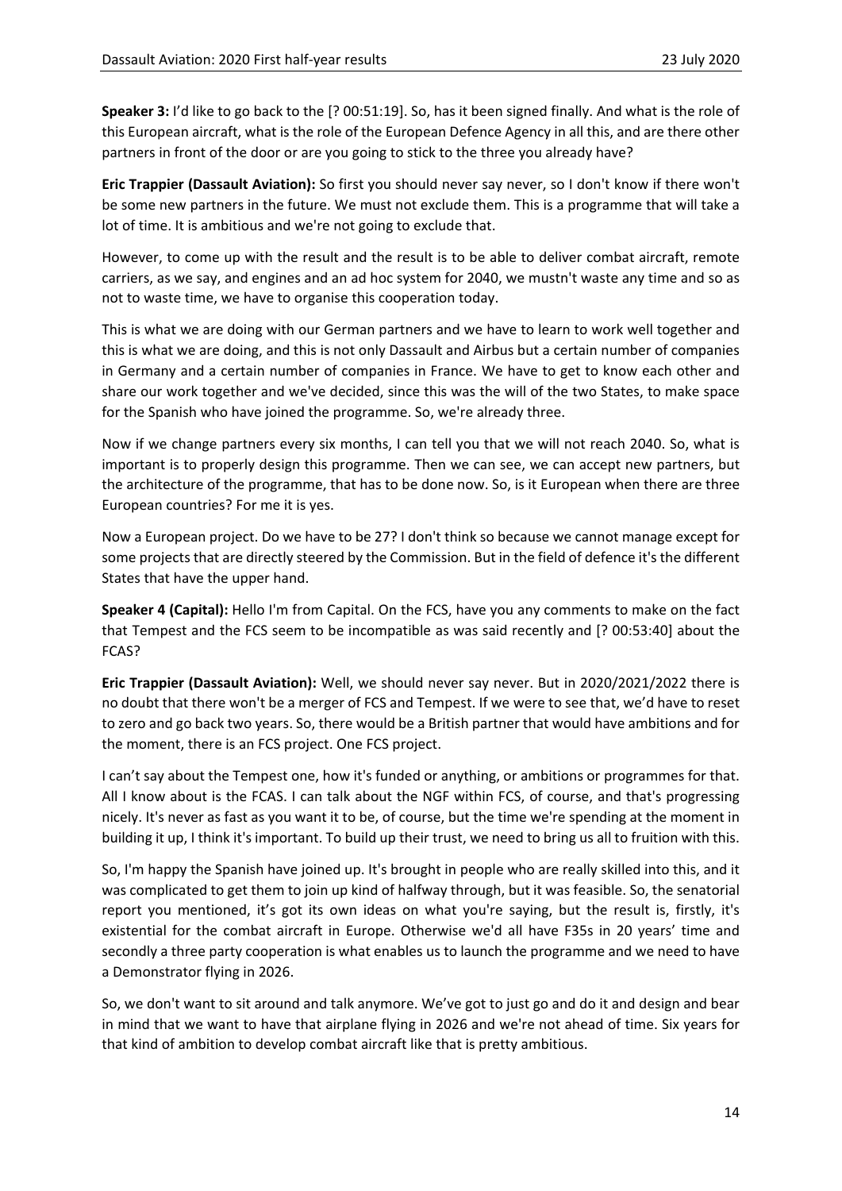**Speaker 3:** I'd like to go back to the [? 00:51:19]. So, has it been signed finally. And what is the role of this European aircraft, what is the role of the European Defence Agency in all this, and are there other partners in front of the door or are you going to stick to the three you already have?

**Eric Trappier (Dassault Aviation):** So first you should never say never, so I don't know if there won't be some new partners in the future. We must not exclude them. This is a programme that will take a lot of time. It is ambitious and we're not going to exclude that.

However, to come up with the result and the result is to be able to deliver combat aircraft, remote carriers, as we say, and engines and an ad hoc system for 2040, we mustn't waste any time and so as not to waste time, we have to organise this cooperation today.

This is what we are doing with our German partners and we have to learn to work well together and this is what we are doing, and this is not only Dassault and Airbus but a certain number of companies in Germany and a certain number of companies in France. We have to get to know each other and share our work together and we've decided, since this was the will of the two States, to make space for the Spanish who have joined the programme. So, we're already three.

Now if we change partners every six months, I can tell you that we will not reach 2040. So, what is important is to properly design this programme. Then we can see, we can accept new partners, but the architecture of the programme, that has to be done now. So, is it European when there are three European countries? For me it is yes.

Now a European project. Do we have to be 27? I don't think so because we cannot manage except for some projects that are directly steered by the Commission. But in the field of defence it's the different States that have the upper hand.

**Speaker 4 (Capital):** Hello I'm from Capital. On the FCS, have you any comments to make on the fact that Tempest and the FCS seem to be incompatible as was said recently and [? 00:53:40] about the FCAS?

**Eric Trappier (Dassault Aviation):** Well, we should never say never. But in 2020/2021/2022 there is no doubt that there won't be a merger of FCS and Tempest. If we were to see that, we'd have to reset to zero and go back two years. So, there would be a British partner that would have ambitions and for the moment, there is an FCS project. One FCS project.

I can't say about the Tempest one, how it's funded or anything, or ambitions or programmes for that. All I know about is the FCAS. I can talk about the NGF within FCS, of course, and that's progressing nicely. It's never as fast as you want it to be, of course, but the time we're spending at the moment in building it up, I think it's important. To build up their trust, we need to bring us all to fruition with this.

So, I'm happy the Spanish have joined up. It's brought in people who are really skilled into this, and it was complicated to get them to join up kind of halfway through, but it was feasible. So, the senatorial report you mentioned, it's got its own ideas on what you're saying, but the result is, firstly, it's existential for the combat aircraft in Europe. Otherwise we'd all have F35s in 20 years' time and secondly a three party cooperation is what enables us to launch the programme and we need to have a Demonstrator flying in 2026.

So, we don't want to sit around and talk anymore. We've got to just go and do it and design and bear in mind that we want to have that airplane flying in 2026 and we're not ahead of time. Six years for that kind of ambition to develop combat aircraft like that is pretty ambitious.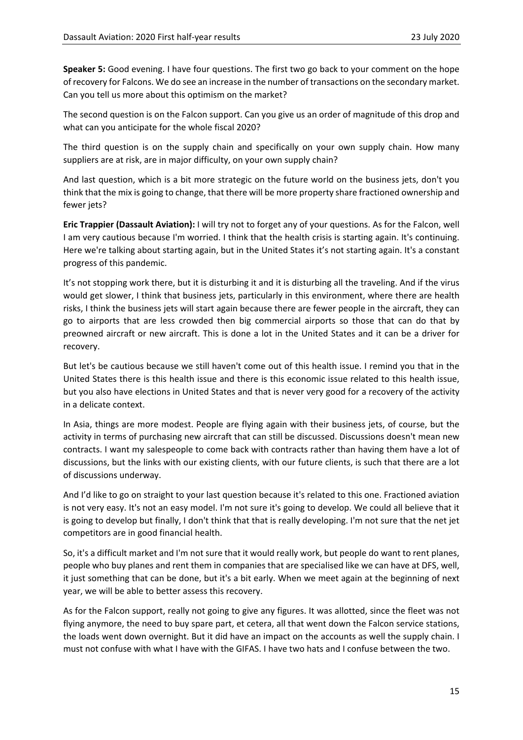**Speaker 5:** Good evening. I have four questions. The first two go back to your comment on the hope of recovery for Falcons. We do see an increase in the number of transactions on the secondary market. Can you tell us more about this optimism on the market?

The second question is on the Falcon support. Can you give us an order of magnitude of this drop and what can you anticipate for the whole fiscal 2020?

The third question is on the supply chain and specifically on your own supply chain. How many suppliers are at risk, are in major difficulty, on your own supply chain?

And last question, which is a bit more strategic on the future world on the business jets, don't you think that the mix is going to change, that there will be more property share fractioned ownership and fewer jets?

**Eric Trappier (Dassault Aviation):** I will try not to forget any of your questions. As for the Falcon, well I am very cautious because I'm worried. I think that the health crisis is starting again. It's continuing. Here we're talking about starting again, but in the United States it's not starting again. It's a constant progress of this pandemic.

It's not stopping work there, but it is disturbing it and it is disturbing all the traveling. And if the virus would get slower, I think that business jets, particularly in this environment, where there are health risks, I think the business jets will start again because there are fewer people in the aircraft, they can go to airports that are less crowded then big commercial airports so those that can do that by preowned aircraft or new aircraft. This is done a lot in the United States and it can be a driver for recovery.

But let's be cautious because we still haven't come out of this health issue. I remind you that in the United States there is this health issue and there is this economic issue related to this health issue, but you also have elections in United States and that is never very good for a recovery of the activity in a delicate context.

In Asia, things are more modest. People are flying again with their business jets, of course, but the activity in terms of purchasing new aircraft that can still be discussed. Discussions doesn't mean new contracts. I want my salespeople to come back with contracts rather than having them have a lot of discussions, but the links with our existing clients, with our future clients, is such that there are a lot of discussions underway.

And I'd like to go on straight to your last question because it's related to this one. Fractioned aviation is not very easy. It's not an easy model. I'm not sure it's going to develop. We could all believe that it is going to develop but finally, I don't think that that is really developing. I'm not sure that the net jet competitors are in good financial health.

So, it's a difficult market and I'm not sure that it would really work, but people do want to rent planes, people who buy planes and rent them in companies that are specialised like we can have at DFS, well, it just something that can be done, but it's a bit early. When we meet again at the beginning of next year, we will be able to better assess this recovery.

As for the Falcon support, really not going to give any figures. It was allotted, since the fleet was not flying anymore, the need to buy spare part, et cetera, all that went down the Falcon service stations, the loads went down overnight. But it did have an impact on the accounts as well the supply chain. I must not confuse with what I have with the GIFAS. I have two hats and I confuse between the two.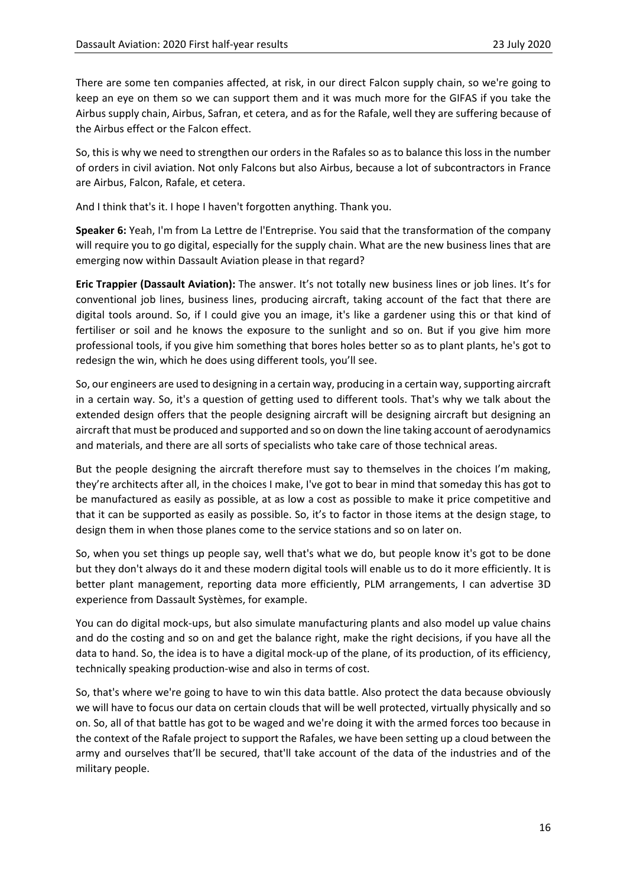There are some ten companies affected, at risk, in our direct Falcon supply chain, so we're going to keep an eye on them so we can support them and it was much more for the GIFAS if you take the Airbus supply chain, Airbus, Safran, et cetera, and as for the Rafale, well they are suffering because of the Airbus effect or the Falcon effect.

So, this is why we need to strengthen our orders in the Rafales so as to balance this loss in the number of orders in civil aviation. Not only Falcons but also Airbus, because a lot of subcontractors in France are Airbus, Falcon, Rafale, et cetera.

And I think that's it. I hope I haven't forgotten anything. Thank you.

**Speaker 6:** Yeah, I'm from La Lettre de l'Entreprise. You said that the transformation of the company will require you to go digital, especially for the supply chain. What are the new business lines that are emerging now within Dassault Aviation please in that regard?

**Eric Trappier (Dassault Aviation):** The answer. It's not totally new business lines or job lines. It's for conventional job lines, business lines, producing aircraft, taking account of the fact that there are digital tools around. So, if I could give you an image, it's like a gardener using this or that kind of fertiliser or soil and he knows the exposure to the sunlight and so on. But if you give him more professional tools, if you give him something that bores holes better so as to plant plants, he's got to redesign the win, which he does using different tools, you'll see.

So, our engineers are used to designing in a certain way, producing in a certain way, supporting aircraft in a certain way. So, it's a question of getting used to different tools. That's why we talk about the extended design offers that the people designing aircraft will be designing aircraft but designing an aircraft that must be produced and supported and so on down the line taking account of aerodynamics and materials, and there are all sorts of specialists who take care of those technical areas.

But the people designing the aircraft therefore must say to themselves in the choices I'm making, they're architects after all, in the choices I make, I've got to bear in mind that someday this has got to be manufactured as easily as possible, at as low a cost as possible to make it price competitive and that it can be supported as easily as possible. So, it's to factor in those items at the design stage, to design them in when those planes come to the service stations and so on later on.

So, when you set things up people say, well that's what we do, but people know it's got to be done but they don't always do it and these modern digital tools will enable us to do it more efficiently. It is better plant management, reporting data more efficiently, PLM arrangements, I can advertise 3D experience from Dassault Systèmes, for example.

You can do digital mock-ups, but also simulate manufacturing plants and also model up value chains and do the costing and so on and get the balance right, make the right decisions, if you have all the data to hand. So, the idea is to have a digital mock-up of the plane, of its production, of its efficiency, technically speaking production-wise and also in terms of cost.

So, that's where we're going to have to win this data battle. Also protect the data because obviously we will have to focus our data on certain clouds that will be well protected, virtually physically and so on. So, all of that battle has got to be waged and we're doing it with the armed forces too because in the context of the Rafale project to support the Rafales, we have been setting up a cloud between the army and ourselves that'll be secured, that'll take account of the data of the industries and of the military people.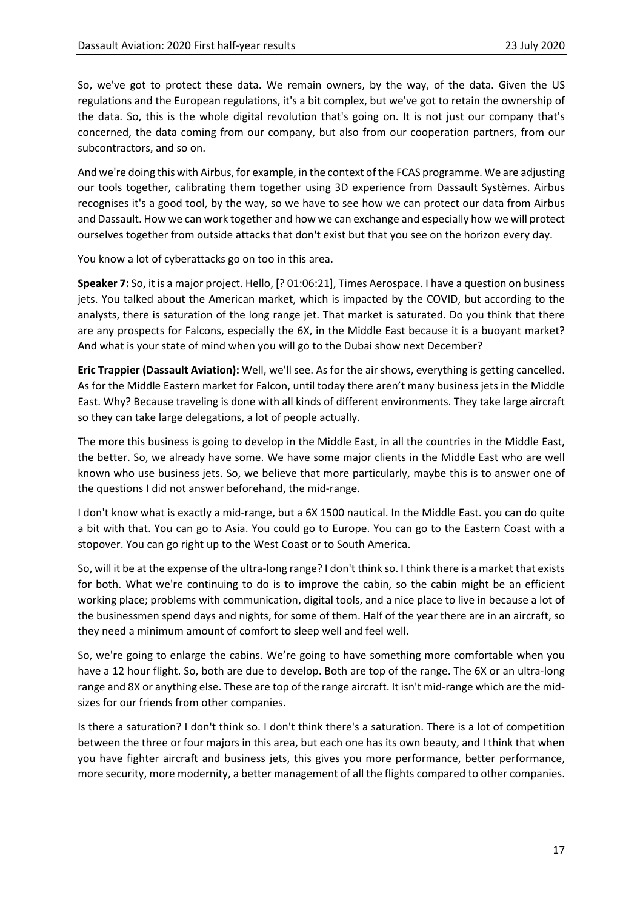So, we've got to protect these data. We remain owners, by the way, of the data. Given the US regulations and the European regulations, it's a bit complex, but we've got to retain the ownership of the data. So, this is the whole digital revolution that's going on. It is not just our company that's concerned, the data coming from our company, but also from our cooperation partners, from our subcontractors, and so on.

And we're doing this with Airbus, for example, in the context of the FCAS programme. We are adjusting our tools together, calibrating them together using 3D experience from Dassault Systèmes. Airbus recognises it's a good tool, by the way, so we have to see how we can protect our data from Airbus and Dassault. How we can work together and how we can exchange and especially how we will protect ourselves together from outside attacks that don't exist but that you see on the horizon every day.

You know a lot of cyberattacks go on too in this area.

**Speaker 7:** So, it is a major project. Hello, [? 01:06:21], Times Aerospace. I have a question on business jets. You talked about the American market, which is impacted by the COVID, but according to the analysts, there is saturation of the long range jet. That market is saturated. Do you think that there are any prospects for Falcons, especially the 6X, in the Middle East because it is a buoyant market? And what is your state of mind when you will go to the Dubai show next December?

**Eric Trappier (Dassault Aviation):** Well, we'll see. As for the air shows, everything is getting cancelled. As for the Middle Eastern market for Falcon, until today there aren't many business jets in the Middle East. Why? Because traveling is done with all kinds of different environments. They take large aircraft so they can take large delegations, a lot of people actually.

The more this business is going to develop in the Middle East, in all the countries in the Middle East, the better. So, we already have some. We have some major clients in the Middle East who are well known who use business jets. So, we believe that more particularly, maybe this is to answer one of the questions I did not answer beforehand, the mid-range.

I don't know what is exactly a mid-range, but a 6X 1500 nautical. In the Middle East. you can do quite a bit with that. You can go to Asia. You could go to Europe. You can go to the Eastern Coast with a stopover. You can go right up to the West Coast or to South America.

So, will it be at the expense of the ultra-long range? I don't think so. I think there is a market that exists for both. What we're continuing to do is to improve the cabin, so the cabin might be an efficient working place; problems with communication, digital tools, and a nice place to live in because a lot of the businessmen spend days and nights, for some of them. Half of the year there are in an aircraft, so they need a minimum amount of comfort to sleep well and feel well.

So, we're going to enlarge the cabins. We're going to have something more comfortable when you have a 12 hour flight. So, both are due to develop. Both are top of the range. The 6X or an ultra-long range and 8X or anything else. These are top of the range aircraft. It isn't mid-range which are the mid-sizes for our friends from other companies.

Is there a saturation? I don't think so. I don't think there's a saturation. There is a lot of competition between the three or four majors in this area, but each one has its own beauty, and I think that when you have fighter aircraft and business jets, this gives you more performance, better performance, more security, more modernity, a better management of all the flights compared to other companies.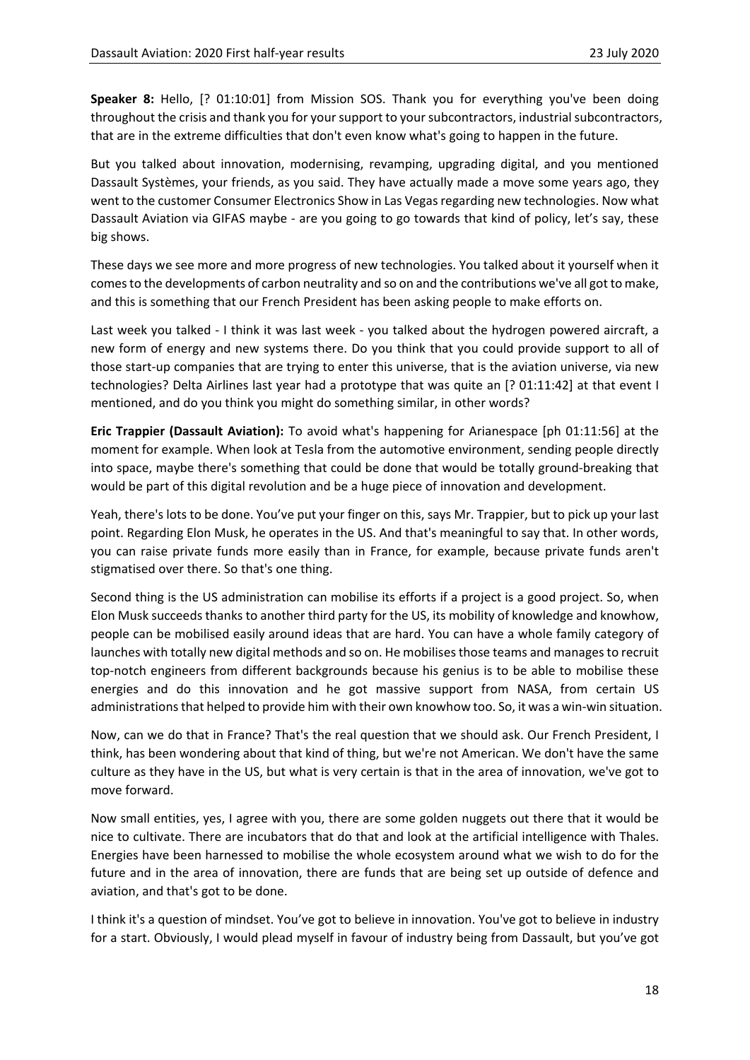**Speaker 8:** Hello, [? 01:10:01] from Mission SOS. Thank you for everything you've been doing throughout the crisis and thank you for your support to your subcontractors, industrial subcontractors, that are in the extreme difficulties that don't even know what's going to happen in the future.

But you talked about innovation, modernising, revamping, upgrading digital, and you mentioned Dassault Systèmes, your friends, as you said. They have actually made a move some years ago, they went to the customer Consumer Electronics Show in Las Vegas regarding new technologies. Now what Dassault Aviation via GIFAS maybe - are you going to go towards that kind of policy, let's say, these big shows.

These days we see more and more progress of new technologies. You talked about it yourself when it comes to the developments of carbon neutrality and so on and the contributions we've all got to make, and this is something that our French President has been asking people to make efforts on.

Last week you talked - I think it was last week - you talked about the hydrogen powered aircraft, a new form of energy and new systems there. Do you think that you could provide support to all of those start-up companies that are trying to enter this universe, that is the aviation universe, via new technologies? Delta Airlines last year had a prototype that was quite an [? 01:11:42] at that event I mentioned, and do you think you might do something similar, in other words?

**Eric Trappier (Dassault Aviation):** To avoid what's happening for Arianespace [ph 01:11:56] at the moment for example. When look at Tesla from the automotive environment, sending people directly into space, maybe there's something that could be done that would be totally ground-breaking that would be part of this digital revolution and be a huge piece of innovation and development.

Yeah, there's lots to be done. You've put your finger on this, says Mr. Trappier, but to pick up your last point. Regarding Elon Musk, he operates in the US. And that's meaningful to say that. In other words, you can raise private funds more easily than in France, for example, because private funds aren't stigmatised over there. So that's one thing.

Second thing is the US administration can mobilise its efforts if a project is a good project. So, when Elon Musk succeeds thanks to another third party for the US, its mobility of knowledge and knowhow, people can be mobilised easily around ideas that are hard. You can have a whole family category of launches with totally new digital methods and so on. He mobilises those teams and manages to recruit top-notch engineers from different backgrounds because his genius is to be able to mobilise these energies and do this innovation and he got massive support from NASA, from certain US administrations that helped to provide him with their own knowhow too. So, it was a win-win situation.

Now, can we do that in France? That's the real question that we should ask. Our French President, I think, has been wondering about that kind of thing, but we're not American. We don't have the same culture as they have in the US, but what is very certain is that in the area of innovation, we've got to move forward.

Now small entities, yes, I agree with you, there are some golden nuggets out there that it would be nice to cultivate. There are incubators that do that and look at the artificial intelligence with Thales. Energies have been harnessed to mobilise the whole ecosystem around what we wish to do for the future and in the area of innovation, there are funds that are being set up outside of defence and aviation, and that's got to be done.

I think it's a question of mindset. You've got to believe in innovation. You've got to believe in industry for a start. Obviously, I would plead myself in favour of industry being from Dassault, but you've got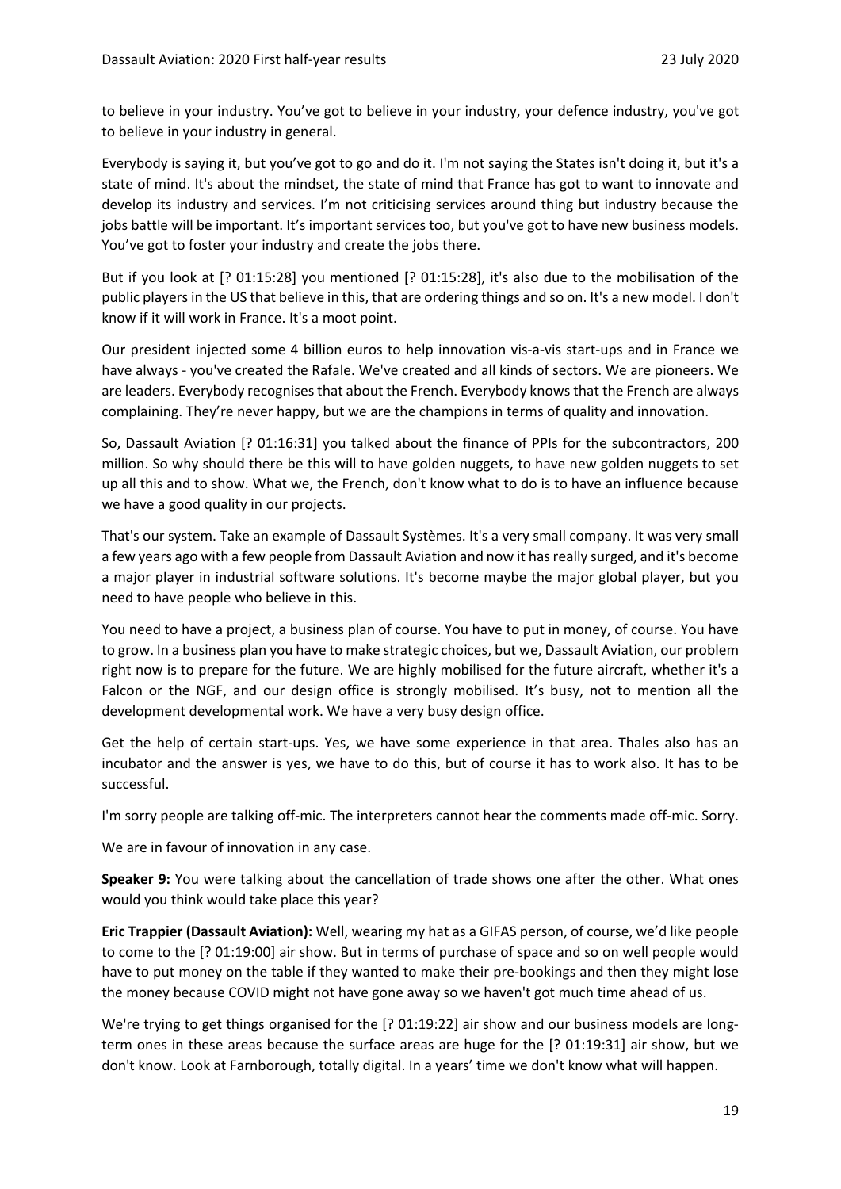to believe in your industry. You've got to believe in your industry, your defence industry, you've got to believe in your industry in general.

Everybody is saying it, but you've got to go and do it. I'm not saying the States isn't doing it, but it's a state of mind. It's about the mindset, the state of mind that France has got to want to innovate and develop its industry and services. I'm not criticising services around thing but industry because the jobs battle will be important. It's important services too, but you've got to have new business models. You've got to foster your industry and create the jobs there.

But if you look at [? 01:15:28] you mentioned [? 01:15:28], it's also due to the mobilisation of the public players in the US that believe in this, that are ordering things and so on. It's a new model. I don't know if it will work in France. It's a moot point.

Our president injected some 4 billion euros to help innovation vis-a-vis start-ups and in France we have always - you've created the Rafale. We've created and all kinds of sectors. We are pioneers. We are leaders. Everybody recognises that about the French. Everybody knows that the French are always complaining. They're never happy, but we are the champions in terms of quality and innovation.

So, Dassault Aviation [? 01:16:31] you talked about the finance of PPIs for the subcontractors, 200 million. So why should there be this will to have golden nuggets, to have new golden nuggets to set up all this and to show. What we, the French, don't know what to do is to have an influence because we have a good quality in our projects.

That's our system. Take an example of Dassault Systèmes. It's a very small company. It was very small a few years ago with a few people from Dassault Aviation and now it has really surged, and it's become a major player in industrial software solutions. It's become maybe the major global player, but you need to have people who believe in this.

You need to have a project, a business plan of course. You have to put in money, of course. You have to grow. In a business plan you have to make strategic choices, but we, Dassault Aviation, our problem right now is to prepare for the future. We are highly mobilised for the future aircraft, whether it's a Falcon or the NGF, and our design office is strongly mobilised. It's busy, not to mention all the development developmental work. We have a very busy design office.

Get the help of certain start-ups. Yes, we have some experience in that area. Thales also has an incubator and the answer is yes, we have to do this, but of course it has to work also. It has to be successful.

I'm sorry people are talking off-mic. The interpreters cannot hear the comments made off-mic. Sorry.

We are in favour of innovation in any case.

**Speaker 9:** You were talking about the cancellation of trade shows one after the other. What ones would you think would take place this year?

**Eric Trappier (Dassault Aviation):** Well, wearing my hat as a GIFAS person, of course, we'd like people to come to the [? 01:19:00] air show. But in terms of purchase of space and so on well people would have to put money on the table if they wanted to make their pre-bookings and then they might lose the money because COVID might not have gone away so we haven't got much time ahead of us.

We're trying to get things organised for the [? 01:19:22] air show and our business models are long-term ones in these areas because the surface areas are huge for the [? 01:19:31] air show, but we don't know. Look at Farnborough, totally digital. In a years' time we don't know what will happen.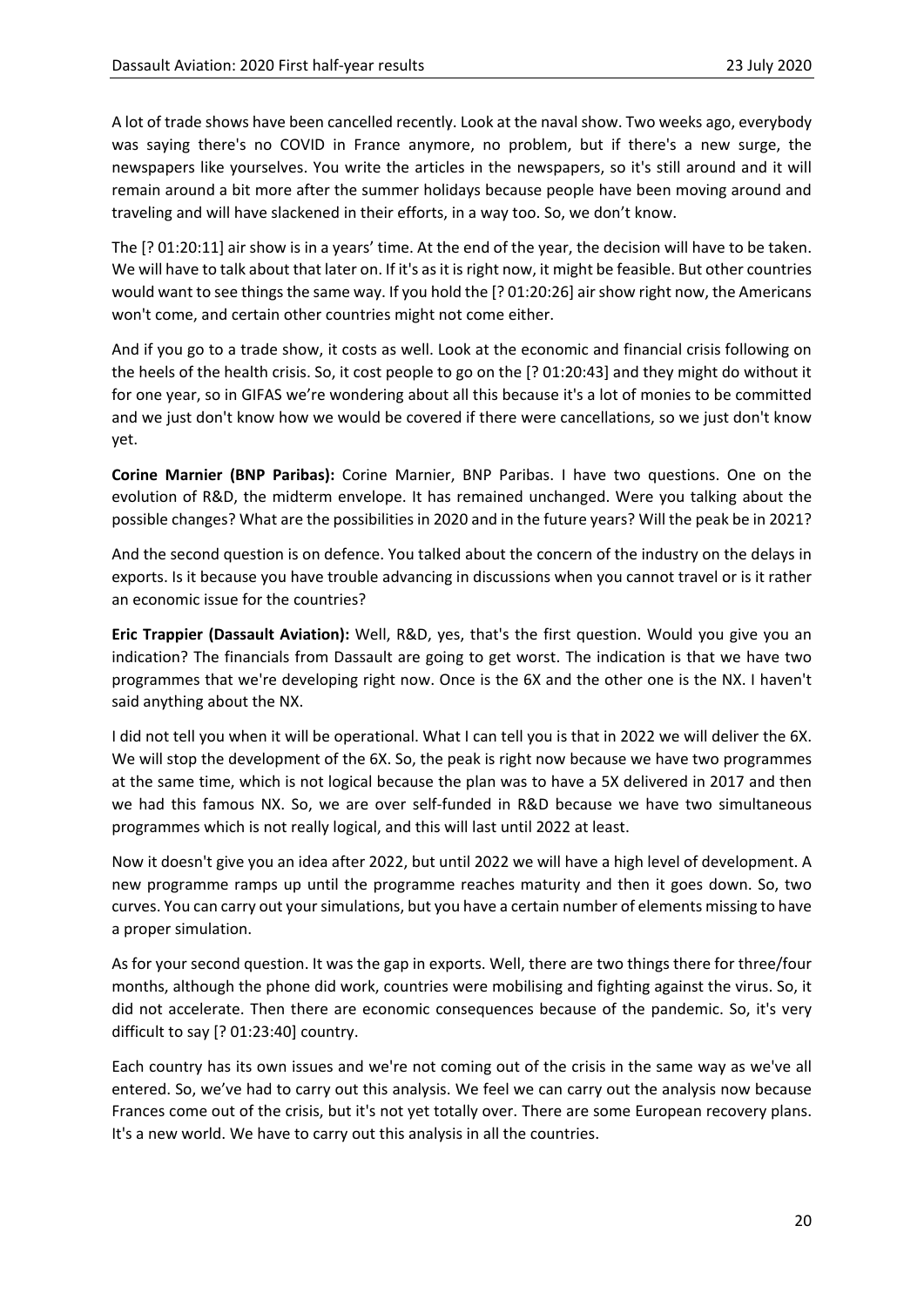A lot of trade shows have been cancelled recently. Look at the naval show. Two weeks ago, everybody was saying there's no COVID in France anymore, no problem, but if there's a new surge, the newspapers like yourselves. You write the articles in the newspapers, so it's still around and it will remain around a bit more after the summer holidays because people have been moving around and traveling and will have slackened in their efforts, in a way too. So, we don't know.

The [? 01:20:11] air show is in a years' time. At the end of the year, the decision will have to be taken. We will have to talk about that later on. If it's as it is right now, it might be feasible. But other countries would want to see things the same way. If you hold the [? 01:20:26] air show right now, the Americans won't come, and certain other countries might not come either.

And if you go to a trade show, it costs as well. Look at the economic and financial crisis following on the heels of the health crisis. So, it cost people to go on the [? 01:20:43] and they might do without it for one year, so in GIFAS we're wondering about all this because it's a lot of monies to be committed and we just don't know how we would be covered if there were cancellations, so we just don't know yet.

**Corine Marnier (BNP Paribas):** Corine Marnier, BNP Paribas. I have two questions. One on the evolution of R&D, the midterm envelope. It has remained unchanged. Were you talking about the possible changes? What are the possibilities in 2020 and in the future years? Will the peak be in 2021?

And the second question is on defence. You talked about the concern of the industry on the delays in exports. Is it because you have trouble advancing in discussions when you cannot travel or is it rather an economic issue for the countries?

**Eric Trappier (Dassault Aviation):** Well, R&D, yes, that's the first question. Would you give you an indication? The financials from Dassault are going to get worst. The indication is that we have two programmes that we're developing right now. Once is the 6X and the other one is the NX. I haven't said anything about the NX.

I did not tell you when it will be operational. What I can tell you is that in 2022 we will deliver the 6X. We will stop the development of the 6X. So, the peak is right now because we have two programmes at the same time, which is not logical because the plan was to have a 5X delivered in 2017 and then we had this famous NX. So, we are over self-funded in R&D because we have two simultaneous programmes which is not really logical, and this will last until 2022 at least.

Now it doesn't give you an idea after 2022, but until 2022 we will have a high level of development. A new programme ramps up until the programme reaches maturity and then it goes down. So, two curves. You can carry out your simulations, but you have a certain number of elements missing to have a proper simulation.

As for your second question. It was the gap in exports. Well, there are two things there for three/four months, although the phone did work, countries were mobilising and fighting against the virus. So, it did not accelerate. Then there are economic consequences because of the pandemic. So, it's very difficult to say [? 01:23:40] country.

Each country has its own issues and we're not coming out of the crisis in the same way as we've all entered. So, we've had to carry out this analysis. We feel we can carry out the analysis now because Frances come out of the crisis, but it's not yet totally over. There are some European recovery plans. It's a new world. We have to carry out this analysis in all the countries.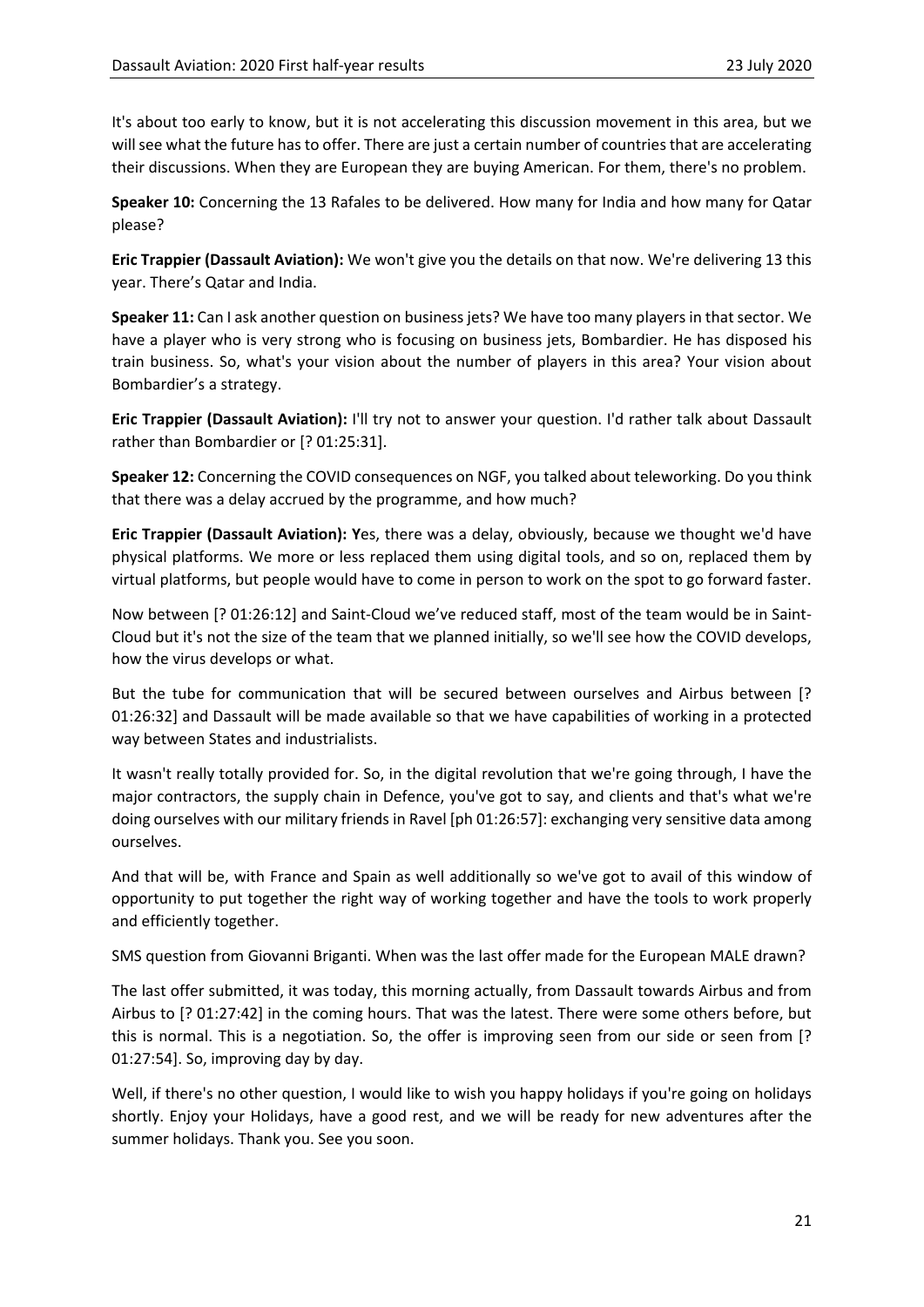It's about too early to know, but it is not accelerating this discussion movement in this area, but we will see what the future has to offer. There are just a certain number of countries that are accelerating their discussions. When they are European they are buying American. For them, there's no problem.

**Speaker 10:** Concerning the 13 Rafales to be delivered. How many for India and how many for Qatar please?

**Eric Trappier (Dassault Aviation):** We won't give you the details on that now. We're delivering 13 this year. There's Qatar and India.

**Speaker 11:** Can I ask another question on business jets? We have too many players in that sector. We have a player who is very strong who is focusing on business jets, Bombardier. He has disposed his train business. So, what's your vision about the number of players in this area? Your vision about Bombardier's a strategy.

**Eric Trappier (Dassault Aviation):** I'll try not to answer your question. I'd rather talk about Dassault rather than Bombardier or [? 01:25:31].

**Speaker 12:** Concerning the COVID consequences on NGF, you talked about teleworking. Do you think that there was a delay accrued by the programme, and how much?

**Eric Trappier (Dassault Aviation): Y**es, there was a delay, obviously, because we thought we'd have physical platforms. We more or less replaced them using digital tools, and so on, replaced them by virtual platforms, but people would have to come in person to work on the spot to go forward faster.

Now between [? 01:26:12] and Saint-Cloud we've reduced staff, most of the team would be in Saint-Cloud but it's not the size of the team that we planned initially, so we'll see how the COVID develops, how the virus develops or what.

But the tube for communication that will be secured between ourselves and Airbus between [? 01:26:32] and Dassault will be made available so that we have capabilities of working in a protected way between States and industrialists.

It wasn't really totally provided for. So, in the digital revolution that we're going through, I have the major contractors, the supply chain in Defence, you've got to say, and clients and that's what we're doing ourselves with our military friends in Ravel [ph 01:26:57]: exchanging very sensitive data among ourselves.

And that will be, with France and Spain as well additionally so we've got to avail of this window of opportunity to put together the right way of working together and have the tools to work properly and efficiently together.

SMS question from Giovanni Briganti. When was the last offer made for the European MALE drawn?

The last offer submitted, it was today, this morning actually, from Dassault towards Airbus and from Airbus to [? 01:27:42] in the coming hours. That was the latest. There were some others before, but this is normal. This is a negotiation. So, the offer is improving seen from our side or seen from [? 01:27:54]. So, improving day by day.

Well, if there's no other question, I would like to wish you happy holidays if you're going on holidays shortly. Enjoy your Holidays, have a good rest, and we will be ready for new adventures after the summer holidays. Thank you. See you soon.